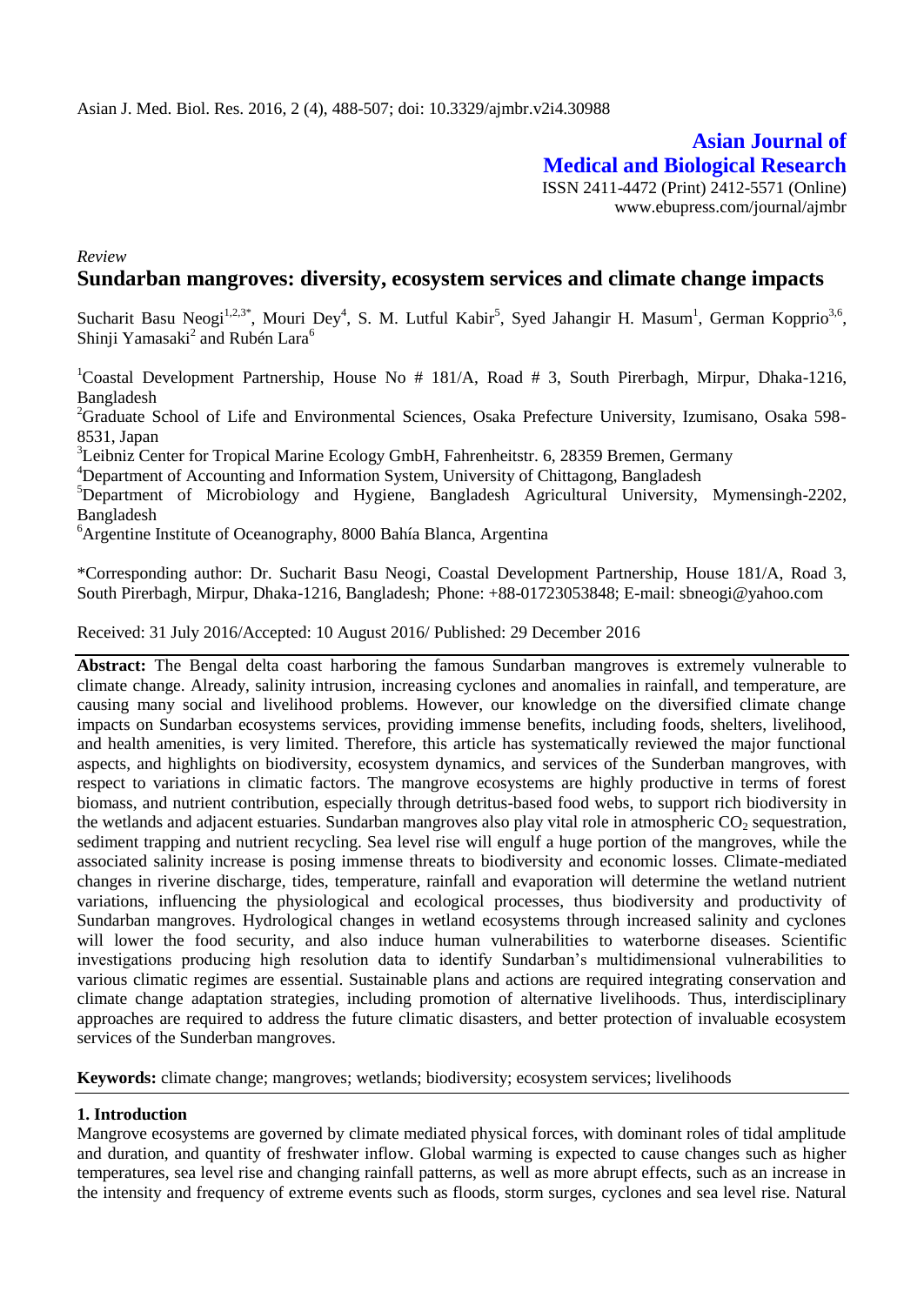Asian J. Med. Biol. Res. 2016, 2 (4), 488-507; doi: 10.3329/ajmbr.v2i4.30988

**Asian Journal of Medical and Biological Research**

ISSN 2411-4472 (Print) 2412-5571 (Online)
www.ebupress.com/journal/ajmbr

*Review*

# Sundarban mangroves: diversity, ecosystem services and climate change impacts

Sucharit Basu Neogi[1,2,3*], Mouri Dey[4], S. M. Lutful Kabir[5], Syed Jahangir H. Masum[1], German Kopprio[3,6], Shinji Yamasaki[2] and Rubén Lara[6]

[1]Coastal Development Partnership, House No # 181/A, Road # 3, South Pirerbagh, Mirpur, Dhaka-1216, Bangladesh

[2]Graduate School of Life and Environmental Sciences, Osaka Prefecture University, Izumisano, Osaka 598-8531, Japan

[3]Leibniz Center for Tropical Marine Ecology GmbH, Fahrenheitstr. 6, 28359 Bremen, Germany

[4]Department of Accounting and Information System, University of Chittagong, Bangladesh

[5]Department of Microbiology and Hygiene, Bangladesh Agricultural University, Mymensingh-2202, Bangladesh

[6]Argentine Institute of Oceanography, 8000 Bahía Blanca, Argentina

*Corresponding author: Dr. Sucharit Basu Neogi, Coastal Development Partnership, House 181/A, Road 3, South Pirerbagh, Mirpur, Dhaka-1216, Bangladesh; Phone: +88-01723053848; E-mail: sbneogi@yahoo.com

Received: 31 July 2016/Accepted: 10 August 2016/ Published: 29 December 2016

**Abstract:** The Bengal delta coast harboring the famous Sundarban mangroves is extremely vulnerable to climate change. Already, salinity intrusion, increasing cyclones and anomalies in rainfall, and temperature, are causing many social and livelihood problems. However, our knowledge on the diversified climate change impacts on Sundarban ecosystems services, providing immense benefits, including foods, shelters, livelihood, and health amenities, is very limited. Therefore, this article has systematically reviewed the major functional aspects, and highlights on biodiversity, ecosystem dynamics, and services of the Sunderban mangroves, with respect to variations in climatic factors. The mangrove ecosystems are highly productive in terms of forest biomass, and nutrient contribution, especially through detritus-based food webs, to support rich biodiversity in the wetlands and adjacent estuaries. Sundarban mangroves also play vital role in atmospheric $CO_2$ sequestration, sediment trapping and nutrient recycling. Sea level rise will engulf a huge portion of the mangroves, while the associated salinity increase is posing immense threats to biodiversity and economic losses. Climate-mediated changes in riverine discharge, tides, temperature, rainfall and evaporation will determine the wetland nutrient variations, influencing the physiological and ecological processes, thus biodiversity and productivity of Sundarban mangroves. Hydrological changes in wetland ecosystems through increased salinity and cyclones will lower the food security, and also induce human vulnerabilities to waterborne diseases. Scientific investigations producing high resolution data to identify Sundarban's multidimensional vulnerabilities to various climatic regimes are essential. Sustainable plans and actions are required integrating conservation and climate change adaptation strategies, including promotion of alternative livelihoods. Thus, interdisciplinary approaches are required to address the future climatic disasters, and better protection of invaluable ecosystem services of the Sunderban mangroves.

**Keywords:** climate change; mangroves; wetlands; biodiversity; ecosystem services; livelihoods

## 1. Introduction

Mangrove ecosystems are governed by climate mediated physical forces, with dominant roles of tidal amplitude and duration, and quantity of freshwater inflow. Global warming is expected to cause changes such as higher temperatures, sea level rise and changing rainfall patterns, as well as more abrupt effects, such as an increase in the intensity and frequency of extreme events such as floods, storm surges, cyclones and sea level rise. Natural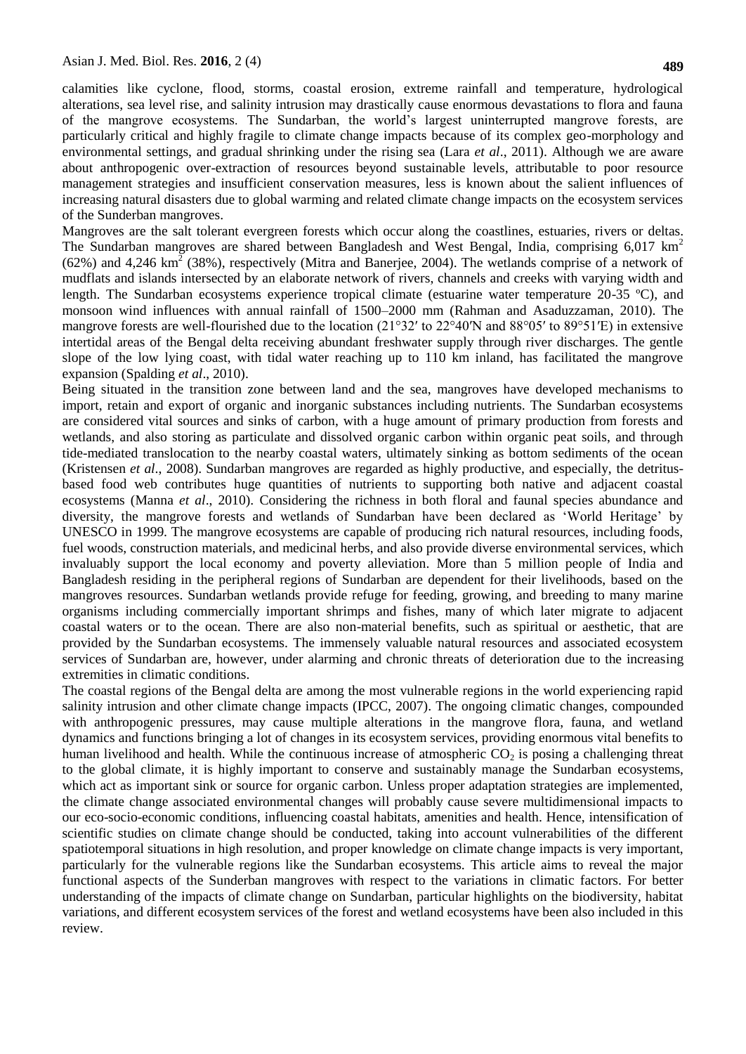calamities like cyclone, flood, storms, coastal erosion, extreme rainfall and temperature, hydrological alterations, sea level rise, and salinity intrusion may drastically cause enormous devastations to flora and fauna of the mangrove ecosystems. The Sundarban, the world's largest uninterrupted mangrove forests, are particularly critical and highly fragile to climate change impacts because of its complex geo-morphology and environmental settings, and gradual shrinking under the rising sea (Lara *et al*., 2011). Although we are aware about anthropogenic over-extraction of resources beyond sustainable levels, attributable to poor resource management strategies and insufficient conservation measures, less is known about the salient influences of increasing natural disasters due to global warming and related climate change impacts on the ecosystem services of the Sunderban mangroves.

Mangroves are the salt tolerant evergreen forests which occur along the coastlines, estuaries, rivers or deltas. The Sundarban mangroves are shared between Bangladesh and West Bengal, India, comprising 6,017 km$^2$ (62%) and 4,246 km$^2$ (38%), respectively (Mitra and Banerjee, 2004). The wetlands comprise of a network of mudflats and islands intersected by an elaborate network of rivers, channels and creeks with varying width and length. The Sundarban ecosystems experience tropical climate (estuarine water temperature 20-35 ºC), and monsoon wind influences with annual rainfall of 1500–2000 mm (Rahman and Asaduzzaman, 2010). The mangrove forests are well-flourished due to the location (21°32′ to 22°40′N and 88°05′ to 89°51′E) in extensive intertidal areas of the Bengal delta receiving abundant freshwater supply through river discharges. The gentle slope of the low lying coast, with tidal water reaching up to 110 km inland, has facilitated the mangrove expansion (Spalding *et al*., 2010).

Being situated in the transition zone between land and the sea, mangroves have developed mechanisms to import, retain and export of organic and inorganic substances including nutrients. The Sundarban ecosystems are considered vital sources and sinks of carbon, with a huge amount of primary production from forests and wetlands, and also storing as particulate and dissolved organic carbon within organic peat soils, and through tide-mediated translocation to the nearby coastal waters, ultimately sinking as bottom sediments of the ocean (Kristensen *et al*., 2008). Sundarban mangroves are regarded as highly productive, and especially, the detritus-based food web contributes huge quantities of nutrients to supporting both native and adjacent coastal ecosystems (Manna *et al*., 2010). Considering the richness in both floral and faunal species abundance and diversity, the mangrove forests and wetlands of Sundarban have been declared as 'World Heritage' by UNESCO in 1999. The mangrove ecosystems are capable of producing rich natural resources, including foods, fuel woods, construction materials, and medicinal herbs, and also provide diverse environmental services, which invaluably support the local economy and poverty alleviation. More than 5 million people of India and Bangladesh residing in the peripheral regions of Sundarban are dependent for their livelihoods, based on the mangroves resources. Sundarban wetlands provide refuge for feeding, growing, and breeding to many marine organisms including commercially important shrimps and fishes, many of which later migrate to adjacent coastal waters or to the ocean. There are also non-material benefits, such as spiritual or aesthetic, that are provided by the Sundarban ecosystems. The immensely valuable natural resources and associated ecosystem services of Sundarban are, however, under alarming and chronic threats of deterioration due to the increasing extremities in climatic conditions.

The coastal regions of the Bengal delta are among the most vulnerable regions in the world experiencing rapid salinity intrusion and other climate change impacts (IPCC, 2007). The ongoing climatic changes, compounded with anthropogenic pressures, may cause multiple alterations in the mangrove flora, fauna, and wetland dynamics and functions bringing a lot of changes in its ecosystem services, providing enormous vital benefits to human livelihood and health. While the continuous increase of atmospheric $CO_2$ is posing a challenging threat to the global climate, it is highly important to conserve and sustainably manage the Sundarban ecosystems, which act as important sink or source for organic carbon. Unless proper adaptation strategies are implemented, the climate change associated environmental changes will probably cause severe multidimensional impacts to our eco-socio-economic conditions, influencing coastal habitats, amenities and health. Hence, intensification of scientific studies on climate change should be conducted, taking into account vulnerabilities of the different spatiotemporal situations in high resolution, and proper knowledge on climate change impacts is very important, particularly for the vulnerable regions like the Sundarban ecosystems. This article aims to reveal the major functional aspects of the Sunderban mangroves with respect to the variations in climatic factors. For better understanding of the impacts of climate change on Sundarban, particular highlights on the biodiversity, habitat variations, and different ecosystem services of the forest and wetland ecosystems have been also included in this review.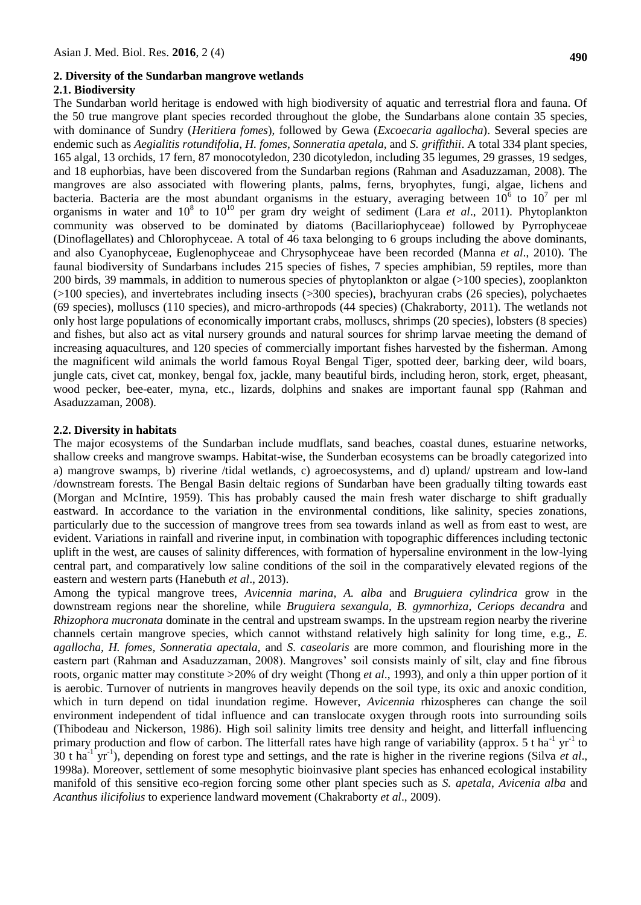## 2. Diversity of the Sundarban mangrove wetlands

### 2.1. Biodiversity

The Sundarban world heritage is endowed with high biodiversity of aquatic and terrestrial flora and fauna. Of the 50 true mangrove plant species recorded throughout the globe, the Sundarbans alone contain 35 species, with dominance of Sundry (*Heritiera fomes*), followed by Gewa (*Excoecaria agallocha*). Several species are endemic such as *Aegialitis rotundifolia*, *H. fomes*, *Sonneratia apetala*, and *S. griffithii*. A total 334 plant species, 165 algal, 13 orchids, 17 fern, 87 monocotyledon, 230 dicotyledon, including 35 legumes, 29 grasses, 19 sedges, and 18 euphorbias, have been discovered from the Sundarban regions (Rahman and Asaduzzaman, 2008). The mangroves are also associated with flowering plants, palms, ferns, bryophytes, fungi, algae, lichens and bacteria. Bacteria are the most abundant organisms in the estuary, averaging between $10^6$ to $10^7$ per ml organisms in water and $10^8$ to $10^{10}$ per gram dry weight of sediment (Lara *et al*., 2011). Phytoplankton community was observed to be dominated by diatoms (Bacillariophyceae) followed by Pyrrophyceae (Dinoflagellates) and Chlorophyceae. A total of 46 taxa belonging to 6 groups including the above dominants, and also Cyanophyceae, Euglenophyceae and Chrysophyceae have been recorded (Manna *et al*., 2010). The faunal biodiversity of Sundarbans includes 215 species of fishes, 7 species amphibian, 59 reptiles, more than 200 birds, 39 mammals, in addition to numerous species of phytoplankton or algae (>100 species), zooplankton (>100 species), and invertebrates including insects (>300 species), brachyuran crabs (26 species), polychaetes (69 species), molluscs (110 species), and micro-arthropods (44 species) (Chakraborty, 2011). The wetlands not only host large populations of economically important crabs, molluscs, shrimps (20 species), lobsters (8 species) and fishes, but also act as vital nursery grounds and natural sources for shrimp larvae meeting the demand of increasing aquacultures, and 120 species of commercially important fishes harvested by the fisherman. Among the magnificent wild animals the world famous Royal Bengal Tiger, spotted deer, barking deer, wild boars, jungle cats, civet cat, monkey, bengal fox, jackle, many beautiful birds, including heron, stork, erget, pheasant, wood pecker, bee-eater, myna, etc., lizards, dolphins and snakes are important faunal spp (Rahman and Asaduzzaman, 2008).

### 2.2. Diversity in habitats

The major ecosystems of the Sundarban include mudflats, sand beaches, coastal dunes, estuarine networks, shallow creeks and mangrove swamps. Habitat-wise, the Sunderban ecosystems can be broadly categorized into a) mangrove swamps, b) riverine /tidal wetlands, c) agroecosystems, and d) upland/ upstream and low-land /downstream forests. The Bengal Basin deltaic regions of Sundarban have been gradually tilting towards east (Morgan and McIntire, 1959). This has probably caused the main fresh water discharge to shift gradually eastward. In accordance to the variation in the environmental conditions, like salinity, species zonations, particularly due to the succession of mangrove trees from sea towards inland as well as from east to west, are evident. Variations in rainfall and riverine input, in combination with topographic differences including tectonic uplift in the west, are causes of salinity differences, with formation of hypersaline environment in the low-lying central part, and comparatively low saline conditions of the soil in the comparatively elevated regions of the eastern and western parts (Hanebuth *et al*., 2013).

Among the typical mangrove trees, *Avicennia marina*, *A. alba* and *Bruguiera cylindrica* grow in the downstream regions near the shoreline, while *Bruguiera sexangula*, *B. gymnorhiza*, *Ceriops decandra* and *Rhizophora mucronata* dominate in the central and upstream swamps. In the upstream region nearby the riverine channels certain mangrove species, which cannot withstand relatively high salinity for long time, e.g., *E. agallocha, H. fomes, Sonneratia apectala,* and *S. caseolaris* are more common, and flourishing more in the eastern part (Rahman and Asaduzzaman, 2008). Mangroves' soil consists mainly of silt, clay and fine fibrous roots, organic matter may constitute >20% of dry weight (Thong *et al*., 1993), and only a thin upper portion of it is aerobic. Turnover of nutrients in mangroves heavily depends on the soil type, its oxic and anoxic condition, which in turn depend on tidal inundation regime. However, *Avicennia* rhizospheres can change the soil environment independent of tidal influence and can translocate oxygen through roots into surrounding soils (Thibodeau and Nickerson, 1986). High soil salinity limits tree density and height, and litterfall influencing primary production and flow of carbon. The litterfall rates have high range of variability (approx. 5 t $ha^{-1}$ $yr^{-1}$ to 30 t $ha^{-1}$ $yr^{-1}$), depending on forest type and settings, and the rate is higher in the riverine regions (Silva *et al*., 1998a). Moreover, settlement of some mesophytic bioinvasive plant species has enhanced ecological instability manifold of this sensitive eco-region forcing some other plant species such as *S. apetala*, *Avicenia alba* and *Acanthus ilicifolius* to experience landward movement (Chakraborty *et al*., 2009).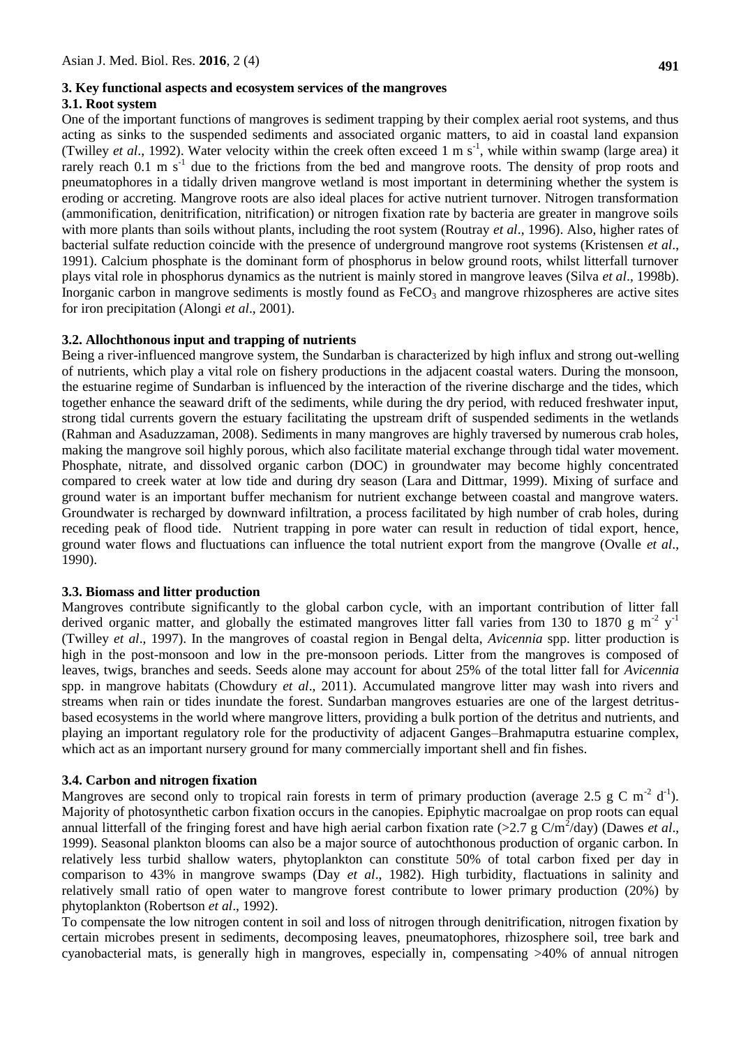### 3. Key functional aspects and ecosystem services of the mangroves

#### 3.1. Root system

One of the important functions of mangroves is sediment trapping by their complex aerial root systems, and thus acting as sinks to the suspended sediments and associated organic matters, to aid in coastal land expansion (Twilley *et al*., 1992). Water velocity within the creek often exceed 1 m $s^{-1}$, while within swamp (large area) it rarely reach 0.1 m $s^{-1}$ due to the frictions from the bed and mangrove roots. The density of prop roots and pneumatophores in a tidally driven mangrove wetland is most important in determining whether the system is eroding or accreting. Mangrove roots are also ideal places for active nutrient turnover. Nitrogen transformation (ammonification, denitrification, nitrification) or nitrogen fixation rate by bacteria are greater in mangrove soils with more plants than soils without plants, including the root system (Routray *et al*., 1996). Also, higher rates of bacterial sulfate reduction coincide with the presence of underground mangrove root systems (Kristensen *et al*., 1991). Calcium phosphate is the dominant form of phosphorus in below ground roots, whilst litterfall turnover plays vital role in phosphorus dynamics as the nutrient is mainly stored in mangrove leaves (Silva *et al*., 1998b). Inorganic carbon in mangrove sediments is mostly found as $FeCO_3$ and mangrove rhizospheres are active sites for iron precipitation (Alongi *et al*., 2001).

#### 3.2. Allochthonous input and trapping of nutrients

Being a river-influenced mangrove system, the Sundarban is characterized by high influx and strong out-welling of nutrients, which play a vital role on fishery productions in the adjacent coastal waters. During the monsoon, the estuarine regime of Sundarban is influenced by the interaction of the riverine discharge and the tides, which together enhance the seaward drift of the sediments, while during the dry period, with reduced freshwater input, strong tidal currents govern the estuary facilitating the upstream drift of suspended sediments in the wetlands (Rahman and Asaduzzaman, 2008). Sediments in many mangroves are highly traversed by numerous crab holes, making the mangrove soil highly porous, which also facilitate material exchange through tidal water movement. Phosphate, nitrate, and dissolved organic carbon (DOC) in groundwater may become highly concentrated compared to creek water at low tide and during dry season (Lara and Dittmar, 1999). Mixing of surface and ground water is an important buffer mechanism for nutrient exchange between coastal and mangrove waters. Groundwater is recharged by downward infiltration, a process facilitated by high number of crab holes, during receding peak of flood tide. Nutrient trapping in pore water can result in reduction of tidal export, hence, ground water flows and fluctuations can influence the total nutrient export from the mangrove (Ovalle *et al*., 1990).

#### 3.3. Biomass and litter production

Mangroves contribute significantly to the global carbon cycle, with an important contribution of litter fall derived organic matter, and globally the estimated mangroves litter fall varies from 130 to 1870 g $m^{-2}$ $y^{-1}$ (Twilley *et al*., 1997). In the mangroves of coastal region in Bengal delta, *Avicennia* spp. litter production is high in the post-monsoon and low in the pre-monsoon periods. Litter from the mangroves is composed of leaves, twigs, branches and seeds. Seeds alone may account for about 25% of the total litter fall for *Avicennia* spp. in mangrove habitats (Chowdury *et al*., 2011). Accumulated mangrove litter may wash into rivers and streams when rain or tides inundate the forest. Sundarban mangroves estuaries are one of the largest detritus-based ecosystems in the world where mangrove litters, providing a bulk portion of the detritus and nutrients, and playing an important regulatory role for the productivity of adjacent Ganges–Brahmaputra estuarine complex, which act as an important nursery ground for many commercially important shell and fin fishes.

#### 3.4. Carbon and nitrogen fixation

Mangroves are second only to tropical rain forests in term of primary production (average 2.5 g C $m^{-2}$ $d^{-1}$). Majority of photosynthetic carbon fixation occurs in the canopies. Epiphytic macroalgae on prop roots can equal annual litterfall of the fringing forest and have high aerial carbon fixation rate (>2.7 g C/$m^2$/day) (Dawes *et al*., 1999). Seasonal plankton blooms can also be a major source of autochthonous production of organic carbon. In relatively less turbid shallow waters, phytoplankton can constitute 50% of total carbon fixed per day in comparison to 43% in mangrove swamps (Day *et al*., 1982). High turbidity, flactuations in salinity and relatively small ratio of open water to mangrove forest contribute to lower primary production (20%) by phytoplankton (Robertson *et al*., 1992).

To compensate the low nitrogen content in soil and loss of nitrogen through denitrification, nitrogen fixation by certain microbes present in sediments, decomposing leaves, pneumatophores, rhizosphere soil, tree bark and cyanobacterial mats, is generally high in mangroves, especially in, compensating >40% of annual nitrogen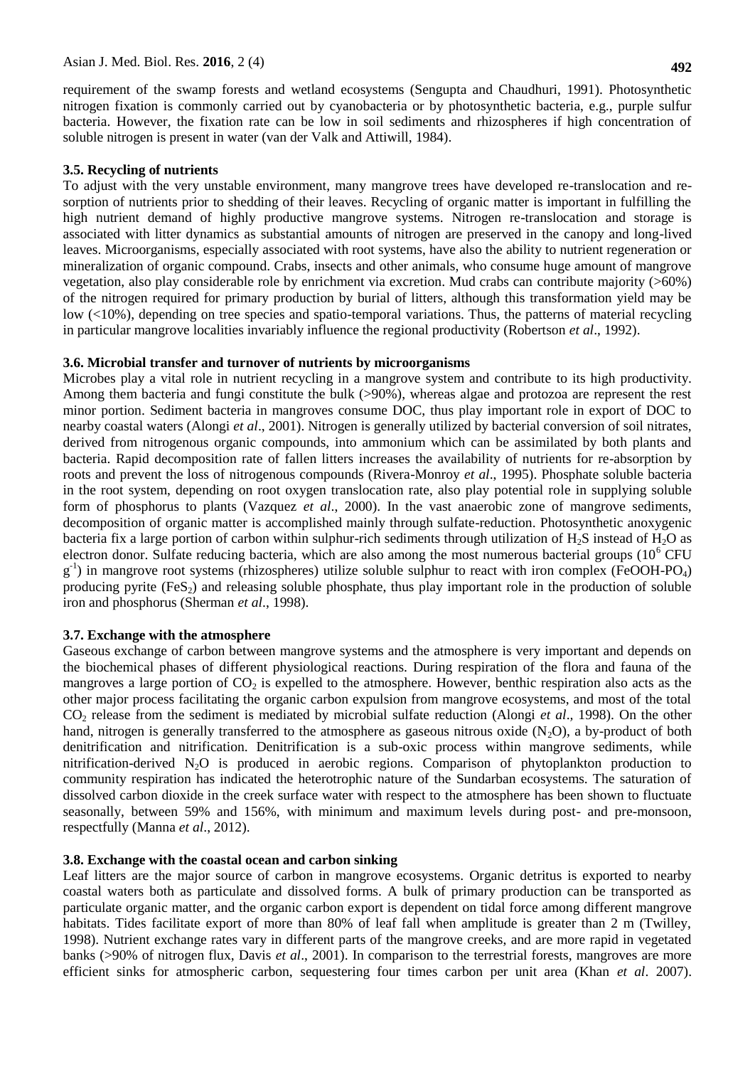requirement of the swamp forests and wetland ecosystems (Sengupta and Chaudhuri, 1991). Photosynthetic nitrogen fixation is commonly carried out by cyanobacteria or by photosynthetic bacteria, e.g., purple sulfur bacteria. However, the fixation rate can be low in soil sediments and rhizospheres if high concentration of soluble nitrogen is present in water (van der Valk and Attiwill, 1984).

### 3.5. Recycling of nutrients

To adjust with the very unstable environment, many mangrove trees have developed re-translocation and re-sorption of nutrients prior to shedding of their leaves. Recycling of organic matter is important in fulfilling the high nutrient demand of highly productive mangrove systems. Nitrogen re-translocation and storage is associated with litter dynamics as substantial amounts of nitrogen are preserved in the canopy and long-lived leaves. Microorganisms, especially associated with root systems, have also the ability to nutrient regeneration or mineralization of organic compound. Crabs, insects and other animals, who consume huge amount of mangrove vegetation, also play considerable role by enrichment via excretion. Mud crabs can contribute majority (>60%) of the nitrogen required for primary production by burial of litters, although this transformation yield may be low (<10%), depending on tree species and spatio-temporal variations. Thus, the patterns of material recycling in particular mangrove localities invariably influence the regional productivity (Robertson *et al*., 1992).

### 3.6. Microbial transfer and turnover of nutrients by microorganisms

Microbes play a vital role in nutrient recycling in a mangrove system and contribute to its high productivity. Among them bacteria and fungi constitute the bulk (>90%), whereas algae and protozoa are represent the rest minor portion. Sediment bacteria in mangroves consume DOC, thus play important role in export of DOC to nearby coastal waters (Alongi *et al*., 2001). Nitrogen is generally utilized by bacterial conversion of soil nitrates, derived from nitrogenous organic compounds, into ammonium which can be assimilated by both plants and bacteria. Rapid decomposition rate of fallen litters increases the availability of nutrients for re-absorption by roots and prevent the loss of nitrogenous compounds (Rivera-Monroy *et al*., 1995). Phosphate soluble bacteria in the root system, depending on root oxygen translocation rate, also play potential role in supplying soluble form of phosphorus to plants (Vazquez *et al*., 2000). In the vast anaerobic zone of mangrove sediments, decomposition of organic matter is accomplished mainly through sulfate-reduction. Photosynthetic anoxygenic bacteria fix a large portion of carbon within sulphur-rich sediments through utilization of $H_2S$ instead of $H_2O$ as electron donor. Sulfate reducing bacteria, which are also among the most numerous bacterial groups ($10^6$ CFU $g^{-1}$) in mangrove root systems (rhizospheres) utilize soluble sulphur to react with iron complex ($FeOOH$-$PO_4$) producing pyrite ($FeS_2$) and releasing soluble phosphate, thus play important role in the production of soluble iron and phosphorus (Sherman *et al*., 1998).

### 3.7. Exchange with the atmosphere

Gaseous exchange of carbon between mangrove systems and the atmosphere is very important and depends on the biochemical phases of different physiological reactions. During respiration of the flora and fauna of the mangroves a large portion of $CO_2$ is expelled to the atmosphere. However, benthic respiration also acts as the other major process facilitating the organic carbon expulsion from mangrove ecosystems, and most of the total $CO_2$ release from the sediment is mediated by microbial sulfate reduction (Alongi *et al*., 1998). On the other hand, nitrogen is generally transferred to the atmosphere as gaseous nitrous oxide ($N_2O$), a by-product of both denitrification and nitrification. Denitrification is a sub-oxic process within mangrove sediments, while nitrification-derived $N_2O$ is produced in aerobic regions. Comparison of phytoplankton production to community respiration has indicated the heterotrophic nature of the Sundarban ecosystems. The saturation of dissolved carbon dioxide in the creek surface water with respect to the atmosphere has been shown to fluctuate seasonally, between 59% and 156%, with minimum and maximum levels during post- and pre-monsoon, respectfully (Manna *et al*., 2012).

### 3.8. Exchange with the coastal ocean and carbon sinking

Leaf litters are the major source of carbon in mangrove ecosystems. Organic detritus is exported to nearby coastal waters both as particulate and dissolved forms. A bulk of primary production can be transported as particulate organic matter, and the organic carbon export is dependent on tidal force among different mangrove habitats. Tides facilitate export of more than 80% of leaf fall when amplitude is greater than 2 m (Twilley, 1998). Nutrient exchange rates vary in different parts of the mangrove creeks, and are more rapid in vegetated banks (>90% of nitrogen flux, Davis *et al*., 2001). In comparison to the terrestrial forests, mangroves are more efficient sinks for atmospheric carbon, sequestering four times carbon per unit area (Khan *et al*. 2007).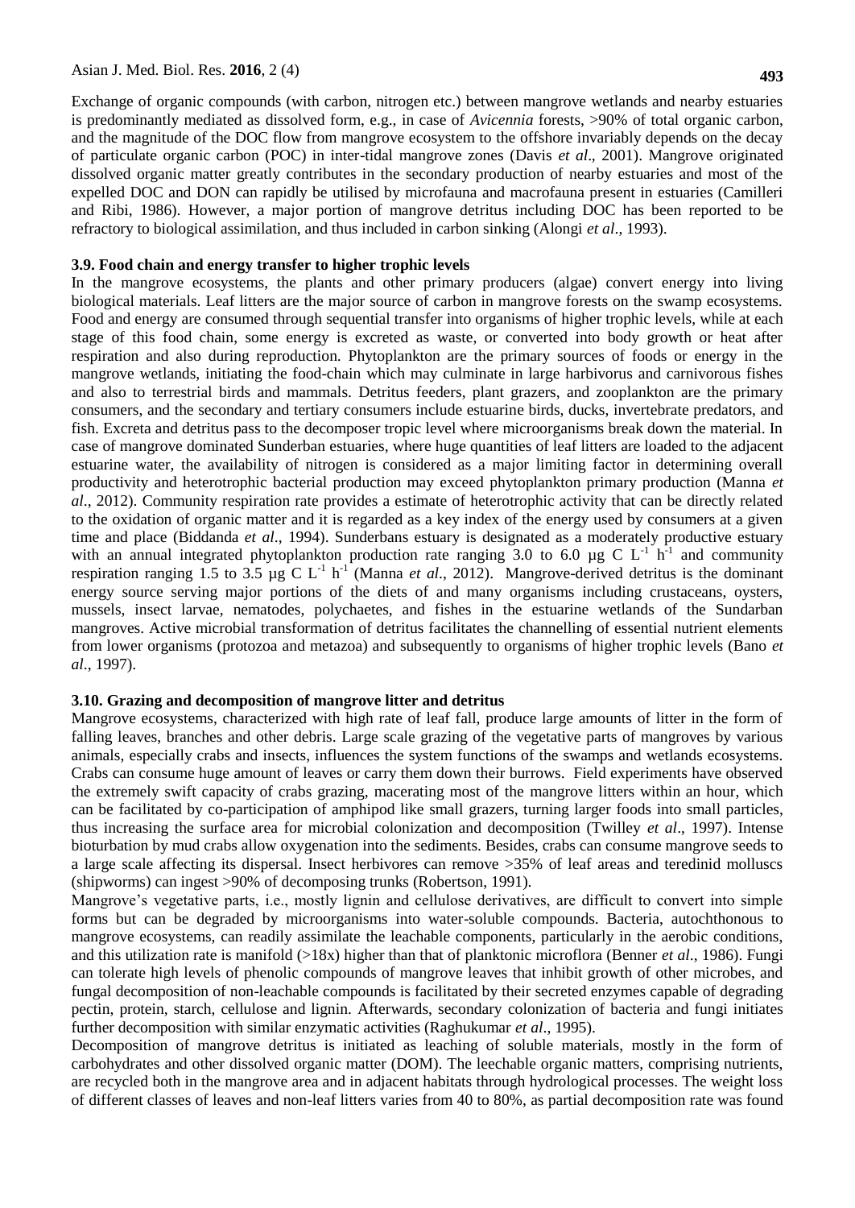Exchange of organic compounds (with carbon, nitrogen etc.) between mangrove wetlands and nearby estuaries is predominantly mediated as dissolved form, e.g., in case of *Avicennia* forests, >90% of total organic carbon, and the magnitude of the DOC flow from mangrove ecosystem to the offshore invariably depends on the decay of particulate organic carbon (POC) in inter-tidal mangrove zones (Davis *et al*., 2001). Mangrove originated dissolved organic matter greatly contributes in the secondary production of nearby estuaries and most of the expelled DOC and DON can rapidly be utilised by microfauna and macrofauna present in estuaries (Camilleri and Ribi, 1986). However, a major portion of mangrove detritus including DOC has been reported to be refractory to biological assimilation, and thus included in carbon sinking (Alongi *et al*., 1993).

### 3.9. Food chain and energy transfer to higher trophic levels

In the mangrove ecosystems, the plants and other primary producers (algae) convert energy into living biological materials. Leaf litters are the major source of carbon in mangrove forests on the swamp ecosystems. Food and energy are consumed through sequential transfer into organisms of higher trophic levels, while at each stage of this food chain, some energy is excreted as waste, or converted into body growth or heat after respiration and also during reproduction. Phytoplankton are the primary sources of foods or energy in the mangrove wetlands, initiating the food-chain which may culminate in large harbivorus and carnivorous fishes and also to terrestrial birds and mammals. Detritus feeders, plant grazers, and zooplankton are the primary consumers, and the secondary and tertiary consumers include estuarine birds, ducks, invertebrate predators, and fish. Excreta and detritus pass to the decomposer tropic level where microorganisms break down the material. In case of mangrove dominated Sunderban estuaries, where huge quantities of leaf litters are loaded to the adjacent estuarine water, the availability of nitrogen is considered as a major limiting factor in determining overall productivity and heterotrophic bacterial production may exceed phytoplankton primary production (Manna *et al*., 2012). Community respiration rate provides a estimate of heterotrophic activity that can be directly related to the oxidation of organic matter and it is regarded as a key index of the energy used by consumers at a given time and place (Biddanda *et al*., 1994). Sunderbans estuary is designated as a moderately productive estuary with an annual integrated phytoplankton production rate ranging 3.0 to 6.0 µg C $L^{-1}$ $h^{-1}$ and community respiration ranging 1.5 to 3.5 µg C $L^{-1}$ $h^{-1}$ (Manna *et al*., 2012). Mangrove-derived detritus is the dominant energy source serving major portions of the diets of and many organisms including crustaceans, oysters, mussels, insect larvae, nematodes, polychaetes, and fishes in the estuarine wetlands of the Sundarban mangroves. Active microbial transformation of detritus facilitates the channelling of essential nutrient elements from lower organisms (protozoa and metazoa) and subsequently to organisms of higher trophic levels (Bano *et al*., 1997).

### 3.10. Grazing and decomposition of mangrove litter and detritus

Mangrove ecosystems, characterized with high rate of leaf fall, produce large amounts of litter in the form of falling leaves, branches and other debris. Large scale grazing of the vegetative parts of mangroves by various animals, especially crabs and insects, influences the system functions of the swamps and wetlands ecosystems. Crabs can consume huge amount of leaves or carry them down their burrows. Field experiments have observed the extremely swift capacity of crabs grazing, macerating most of the mangrove litters within an hour, which can be facilitated by co-participation of amphipod like small grazers, turning larger foods into small particles, thus increasing the surface area for microbial colonization and decomposition (Twilley *et al*., 1997). Intense bioturbation by mud crabs allow oxygenation into the sediments. Besides, crabs can consume mangrove seeds to a large scale affecting its dispersal. Insect herbivores can remove >35% of leaf areas and teredinid molluscs (shipworms) can ingest >90% of decomposing trunks (Robertson, 1991).

Mangrove's vegetative parts, i.e., mostly lignin and cellulose derivatives, are difficult to convert into simple forms but can be degraded by microorganisms into water-soluble compounds. Bacteria, autochthonous to mangrove ecosystems, can readily assimilate the leachable components, particularly in the aerobic conditions, and this utilization rate is manifold (>18x) higher than that of planktonic microflora (Benner *et al*., 1986). Fungi can tolerate high levels of phenolic compounds of mangrove leaves that inhibit growth of other microbes, and fungal decomposition of non-leachable compounds is facilitated by their secreted enzymes capable of degrading pectin, protein, starch, cellulose and lignin. Afterwards, secondary colonization of bacteria and fungi initiates further decomposition with similar enzymatic activities (Raghukumar *et al*., 1995).

Decomposition of mangrove detritus is initiated as leaching of soluble materials, mostly in the form of carbohydrates and other dissolved organic matter (DOM). The leechable organic matters, comprising nutrients, are recycled both in the mangrove area and in adjacent habitats through hydrological processes. The weight loss of different classes of leaves and non-leaf litters varies from 40 to 80%, as partial decomposition rate was found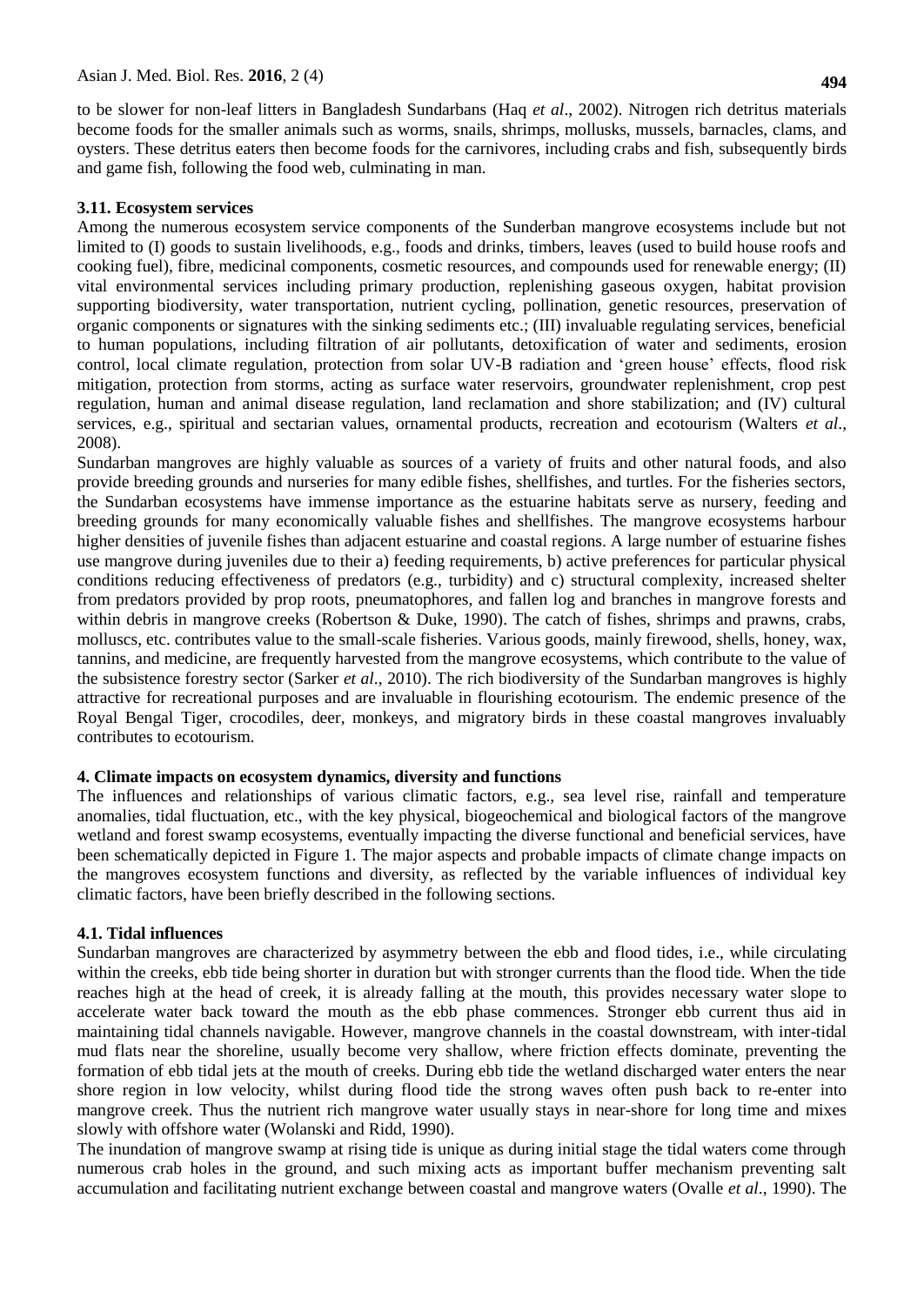to be slower for non-leaf litters in Bangladesh Sundarbans (Haq *et al*., 2002). Nitrogen rich detritus materials become foods for the smaller animals such as worms, snails, shrimps, mollusks, mussels, barnacles, clams, and oysters. These detritus eaters then become foods for the carnivores, including crabs and fish, subsequently birds and game fish, following the food web, culminating in man.

### 3.11. Ecosystem services

Among the numerous ecosystem service components of the Sunderban mangrove ecosystems include but not limited to (I) goods to sustain livelihoods, e.g., foods and drinks, timbers, leaves (used to build house roofs and cooking fuel), fibre, medicinal components, cosmetic resources, and compounds used for renewable energy; (II) vital environmental services including primary production, replenishing gaseous oxygen, habitat provision supporting biodiversity, water transportation, nutrient cycling, pollination, genetic resources, preservation of organic components or signatures with the sinking sediments etc.; (III) invaluable regulating services, beneficial to human populations, including filtration of air pollutants, detoxification of water and sediments, erosion control, local climate regulation, protection from solar UV-B radiation and 'green house' effects, flood risk mitigation, protection from storms, acting as surface water reservoirs, groundwater replenishment, crop pest regulation, human and animal disease regulation, land reclamation and shore stabilization; and (IV) cultural services, e.g., spiritual and sectarian values, ornamental products, recreation and ecotourism (Walters *et al*., 2008).

Sundarban mangroves are highly valuable as sources of a variety of fruits and other natural foods, and also provide breeding grounds and nurseries for many edible fishes, shellfishes, and turtles. For the fisheries sectors, the Sundarban ecosystems have immense importance as the estuarine habitats serve as nursery, feeding and breeding grounds for many economically valuable fishes and shellfishes. The mangrove ecosystems harbour higher densities of juvenile fishes than adjacent estuarine and coastal regions. A large number of estuarine fishes use mangrove during juveniles due to their a) feeding requirements, b) active preferences for particular physical conditions reducing effectiveness of predators (e.g., turbidity) and c) structural complexity, increased shelter from predators provided by prop roots, pneumatophores, and fallen log and branches in mangrove forests and within debris in mangrove creeks (Robertson & Duke, 1990). The catch of fishes, shrimps and prawns, crabs, molluscs, etc. contributes value to the small-scale fisheries. Various goods, mainly firewood, shells, honey, wax, tannins, and medicine, are frequently harvested from the mangrove ecosystems, which contribute to the value of the subsistence forestry sector (Sarker *et al*., 2010). The rich biodiversity of the Sundarban mangroves is highly attractive for recreational purposes and are invaluable in flourishing ecotourism. The endemic presence of the Royal Bengal Tiger, crocodiles, deer, monkeys, and migratory birds in these coastal mangroves invaluably contributes to ecotourism.

## 4. Climate impacts on ecosystem dynamics, diversity and functions

The influences and relationships of various climatic factors, e.g., sea level rise, rainfall and temperature anomalies, tidal fluctuation, etc., with the key physical, biogeochemical and biological factors of the mangrove wetland and forest swamp ecosystems, eventually impacting the diverse functional and beneficial services, have been schematically depicted in Figure 1. The major aspects and probable impacts of climate change impacts on the mangroves ecosystem functions and diversity, as reflected by the variable influences of individual key climatic factors, have been briefly described in the following sections.

### 4.1. Tidal influences

Sundarban mangroves are characterized by asymmetry between the ebb and flood tides, i.e., while circulating within the creeks, ebb tide being shorter in duration but with stronger currents than the flood tide. When the tide reaches high at the head of creek, it is already falling at the mouth, this provides necessary water slope to accelerate water back toward the mouth as the ebb phase commences. Stronger ebb current thus aid in maintaining tidal channels navigable. However, mangrove channels in the coastal downstream, with inter-tidal mud flats near the shoreline, usually become very shallow, where friction effects dominate, preventing the formation of ebb tidal jets at the mouth of creeks. During ebb tide the wetland discharged water enters the near shore region in low velocity, whilst during flood tide the strong waves often push back to re-enter into mangrove creek. Thus the nutrient rich mangrove water usually stays in near-shore for long time and mixes slowly with offshore water (Wolanski and Ridd, 1990).

The inundation of mangrove swamp at rising tide is unique as during initial stage the tidal waters come through numerous crab holes in the ground, and such mixing acts as important buffer mechanism preventing salt accumulation and facilitating nutrient exchange between coastal and mangrove waters (Ovalle *et al*., 1990). The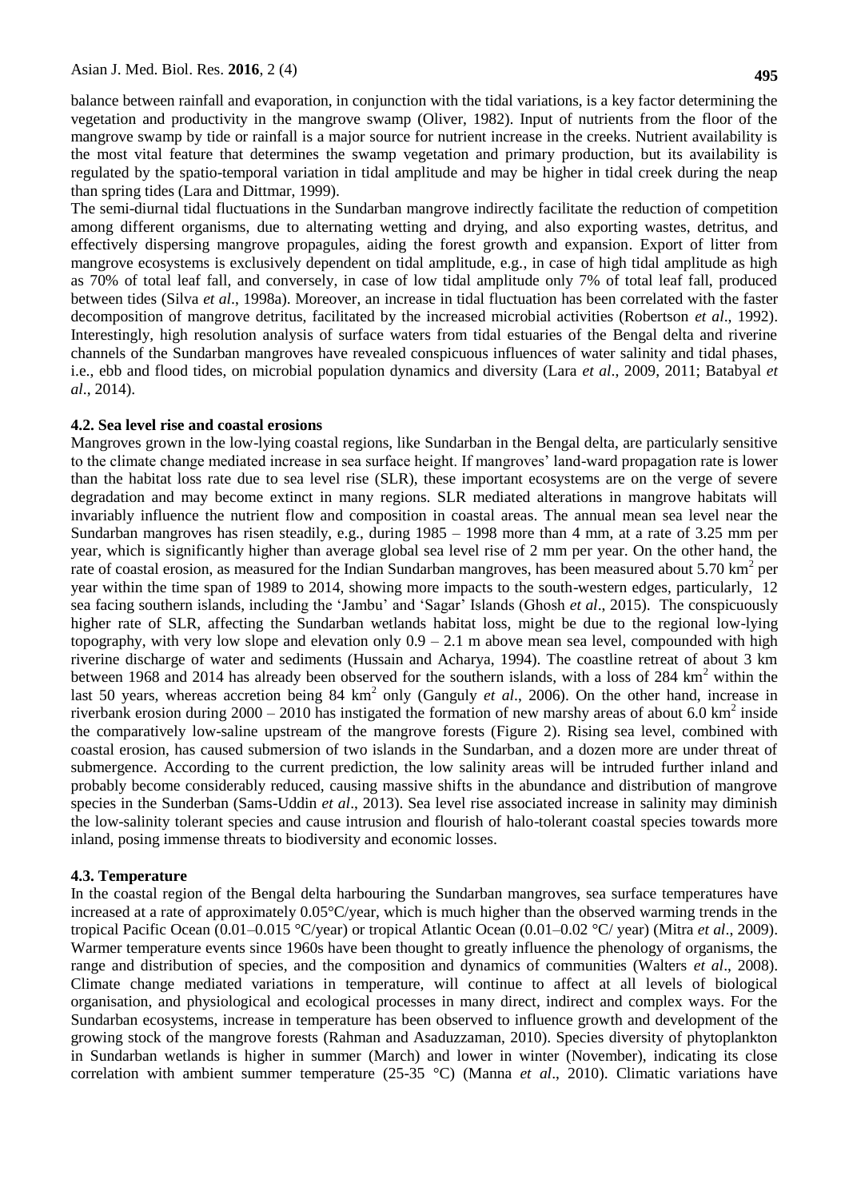balance between rainfall and evaporation, in conjunction with the tidal variations, is a key factor determining the vegetation and productivity in the mangrove swamp (Oliver, 1982). Input of nutrients from the floor of the mangrove swamp by tide or rainfall is a major source for nutrient increase in the creeks. Nutrient availability is the most vital feature that determines the swamp vegetation and primary production, but its availability is regulated by the spatio-temporal variation in tidal amplitude and may be higher in tidal creek during the neap than spring tides (Lara and Dittmar, 1999).

The semi-diurnal tidal fluctuations in the Sundarban mangrove indirectly facilitate the reduction of competition among different organisms, due to alternating wetting and drying, and also exporting wastes, detritus, and effectively dispersing mangrove propagules, aiding the forest growth and expansion. Export of litter from mangrove ecosystems is exclusively dependent on tidal amplitude, e.g., in case of high tidal amplitude as high as 70% of total leaf fall, and conversely, in case of low tidal amplitude only 7% of total leaf fall, produced between tides (Silva *et al*., 1998a). Moreover, an increase in tidal fluctuation has been correlated with the faster decomposition of mangrove detritus, facilitated by the increased microbial activities (Robertson *et al*., 1992). Interestingly, high resolution analysis of surface waters from tidal estuaries of the Bengal delta and riverine channels of the Sundarban mangroves have revealed conspicuous influences of water salinity and tidal phases, i.e., ebb and flood tides, on microbial population dynamics and diversity (Lara *et al*., 2009, 2011; Batabyal *et al*., 2014).

### 4.2. Sea level rise and coastal erosions

Mangroves grown in the low-lying coastal regions, like Sundarban in the Bengal delta, are particularly sensitive to the climate change mediated increase in sea surface height. If mangroves' land-ward propagation rate is lower than the habitat loss rate due to sea level rise (SLR), these important ecosystems are on the verge of severe degradation and may become extinct in many regions. SLR mediated alterations in mangrove habitats will invariably influence the nutrient flow and composition in coastal areas. The annual mean sea level near the Sundarban mangroves has risen steadily, e.g., during 1985 – 1998 more than 4 mm, at a rate of 3.25 mm per year, which is significantly higher than average global sea level rise of 2 mm per year. On the other hand, the rate of coastal erosion, as measured for the Indian Sundarban mangroves, has been measured about 5.70 km$^2$ per year within the time span of 1989 to 2014, showing more impacts to the south-western edges, particularly, 12 sea facing southern islands, including the 'Jambu' and 'Sagar' Islands (Ghosh *et al*., 2015). The conspicuously higher rate of SLR, affecting the Sundarban wetlands habitat loss, might be due to the regional low-lying topography, with very low slope and elevation only 0.9 – 2.1 m above mean sea level, compounded with high riverine discharge of water and sediments (Hussain and Acharya, 1994). The coastline retreat of about 3 km between 1968 and 2014 has already been observed for the southern islands, with a loss of 284 km$^2$ within the last 50 years, whereas accretion being 84 km$^2$ only (Ganguly *et al*., 2006). On the other hand, increase in riverbank erosion during 2000 – 2010 has instigated the formation of new marshy areas of about 6.0 km$^2$ inside the comparatively low-saline upstream of the mangrove forests (Figure 2). Rising sea level, combined with coastal erosion, has caused submersion of two islands in the Sundarban, and a dozen more are under threat of submergence. According to the current prediction, the low salinity areas will be intruded further inland and probably become considerably reduced, causing massive shifts in the abundance and distribution of mangrove species in the Sunderban (Sams-Uddin *et al*., 2013). Sea level rise associated increase in salinity may diminish the low-salinity tolerant species and cause intrusion and flourish of halo-tolerant coastal species towards more inland, posing immense threats to biodiversity and economic losses.

### 4.3. Temperature

In the coastal region of the Bengal delta harbouring the Sundarban mangroves, sea surface temperatures have increased at a rate of approximately 0.05°C/year, which is much higher than the observed warming trends in the tropical Pacific Ocean (0.01–0.015 °C/year) or tropical Atlantic Ocean (0.01–0.02 °C/ year) (Mitra *et al*., 2009). Warmer temperature events since 1960s have been thought to greatly influence the phenology of organisms, the range and distribution of species, and the composition and dynamics of communities (Walters *et al*., 2008). Climate change mediated variations in temperature, will continue to affect at all levels of biological organisation, and physiological and ecological processes in many direct, indirect and complex ways. For the Sundarban ecosystems, increase in temperature has been observed to influence growth and development of the growing stock of the mangrove forests (Rahman and Asaduzzaman, 2010). Species diversity of phytoplankton in Sundarban wetlands is higher in summer (March) and lower in winter (November), indicating its close correlation with ambient summer temperature (25-35 °C) (Manna *et al*., 2010). Climatic variations have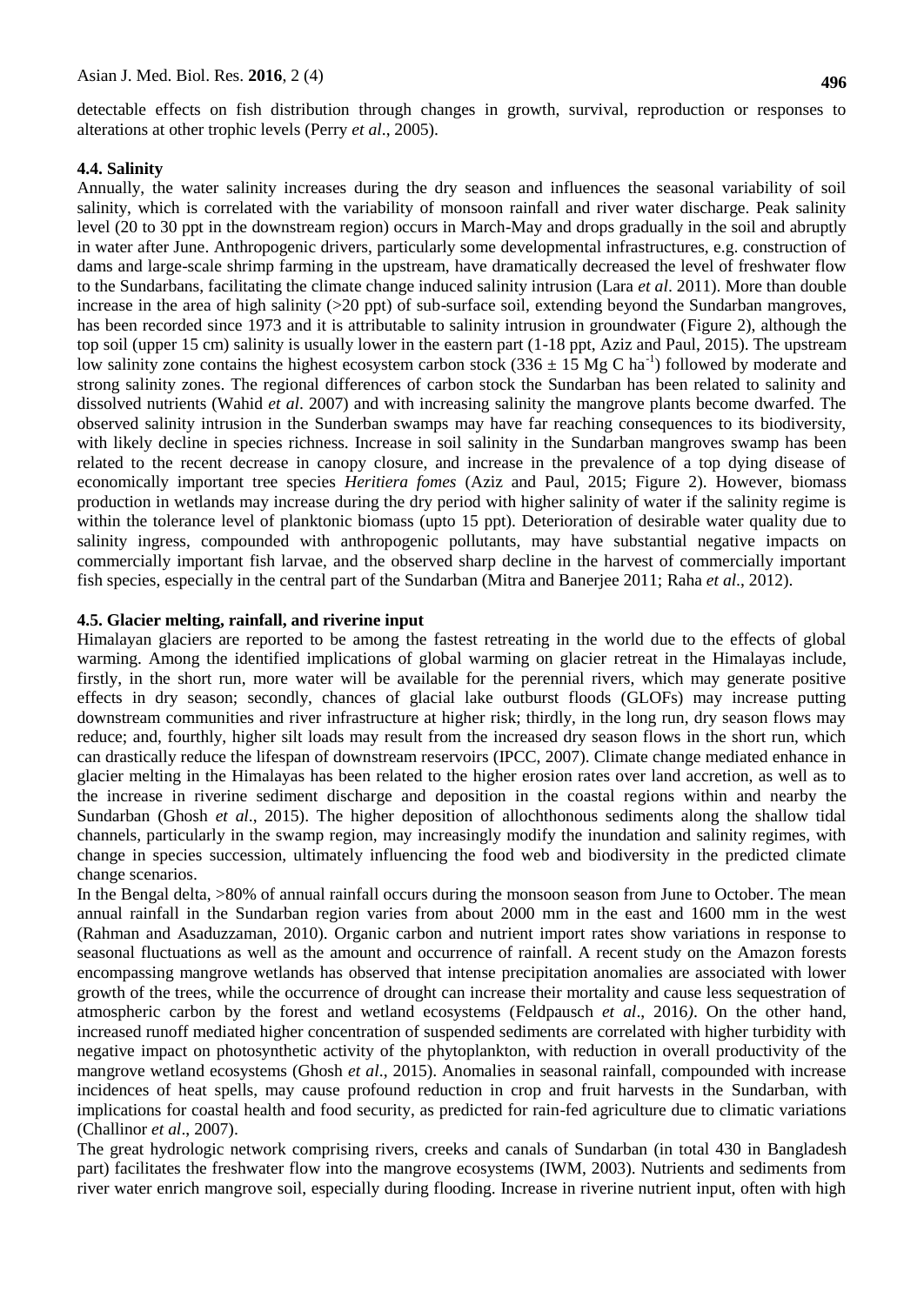detectable effects on fish distribution through changes in growth, survival, reproduction or responses to alterations at other trophic levels (Perry *et al*., 2005).

### 4.4. Salinity

Annually, the water salinity increases during the dry season and influences the seasonal variability of soil salinity, which is correlated with the variability of monsoon rainfall and river water discharge. Peak salinity level (20 to 30 ppt in the downstream region) occurs in March-May and drops gradually in the soil and abruptly in water after June. Anthropogenic drivers, particularly some developmental infrastructures, e.g. construction of dams and large-scale shrimp farming in the upstream, have dramatically decreased the level of freshwater flow to the Sundarbans, facilitating the climate change induced salinity intrusion (Lara *et al*. 2011). More than double increase in the area of high salinity (>20 ppt) of sub-surface soil, extending beyond the Sundarban mangroves, has been recorded since 1973 and it is attributable to salinity intrusion in groundwater (Figure 2), although the top soil (upper 15 cm) salinity is usually lower in the eastern part (1-18 ppt, Aziz and Paul, 2015). The upstream low salinity zone contains the highest ecosystem carbon stock ($336 \pm 15$ Mg C $ha^{-1}$) followed by moderate and strong salinity zones. The regional differences of carbon stock the Sundarban has been related to salinity and dissolved nutrients (Wahid *et al*. 2007) and with increasing salinity the mangrove plants become dwarfed. The observed salinity intrusion in the Sunderban swamps may have far reaching consequences to its biodiversity, with likely decline in species richness. Increase in soil salinity in the Sundarban mangroves swamp has been related to the recent decrease in canopy closure, and increase in the prevalence of a top dying disease of economically important tree species *Heritiera fomes* (Aziz and Paul, 2015; Figure 2). However, biomass production in wetlands may increase during the dry period with higher salinity of water if the salinity regime is within the tolerance level of planktonic biomass (upto 15 ppt). Deterioration of desirable water quality due to salinity ingress, compounded with anthropogenic pollutants, may have substantial negative impacts on commercially important fish larvae, and the observed sharp decline in the harvest of commercially important fish species, especially in the central part of the Sundarban (Mitra and Banerjee 2011; Raha *et al*., 2012).

### 4.5. Glacier melting, rainfall, and riverine input

Himalayan glaciers are reported to be among the fastest retreating in the world due to the effects of global warming. Among the identified implications of global warming on glacier retreat in the Himalayas include, firstly, in the short run, more water will be available for the perennial rivers, which may generate positive effects in dry season; secondly, chances of glacial lake outburst floods (GLOFs) may increase putting downstream communities and river infrastructure at higher risk; thirdly, in the long run, dry season flows may reduce; and, fourthly, higher silt loads may result from the increased dry season flows in the short run, which can drastically reduce the lifespan of downstream reservoirs (IPCC, 2007). Climate change mediated enhance in glacier melting in the Himalayas has been related to the higher erosion rates over land accretion, as well as to the increase in riverine sediment discharge and deposition in the coastal regions within and nearby the Sundarban (Ghosh *et al*., 2015). The higher deposition of allochthonous sediments along the shallow tidal channels, particularly in the swamp region, may increasingly modify the inundation and salinity regimes, with change in species succession, ultimately influencing the food web and biodiversity in the predicted climate change scenarios.

In the Bengal delta, >80% of annual rainfall occurs during the monsoon season from June to October. The mean annual rainfall in the Sundarban region varies from about 2000 mm in the east and 1600 mm in the west (Rahman and Asaduzzaman, 2010). Organic carbon and nutrient import rates show variations in response to seasonal fluctuations as well as the amount and occurrence of rainfall. A recent study on the Amazon forests encompassing mangrove wetlands has observed that intense precipitation anomalies are associated with lower growth of the trees, while the occurrence of drought can increase their mortality and cause less sequestration of atmospheric carbon by the forest and wetland ecosystems (Feldpausch *et al*., 2016). On the other hand, increased runoff mediated higher concentration of suspended sediments are correlated with higher turbidity with negative impact on photosynthetic activity of the phytoplankton, with reduction in overall productivity of the mangrove wetland ecosystems (Ghosh *et al*., 2015). Anomalies in seasonal rainfall, compounded with increase incidences of heat spells, may cause profound reduction in crop and fruit harvests in the Sundarban, with implications for coastal health and food security, as predicted for rain-fed agriculture due to climatic variations (Challinor *et al*., 2007).

The great hydrologic network comprising rivers, creeks and canals of Sundarban (in total 430 in Bangladesh part) facilitates the freshwater flow into the mangrove ecosystems (IWM, 2003). Nutrients and sediments from river water enrich mangrove soil, especially during flooding. Increase in riverine nutrient input, often with high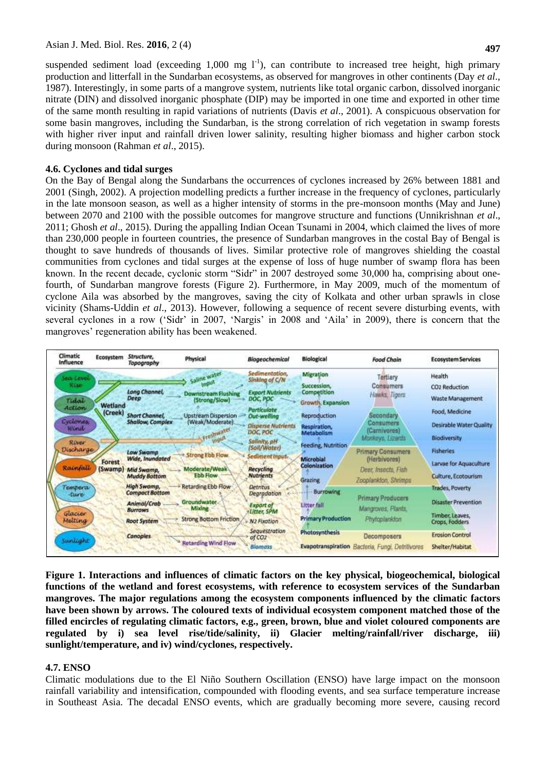suspended sediment load (exceeding 1,000 mg $l^{-1}$), can contribute to increased tree height, high primary production and litterfall in the Sundarban ecosystems, as observed for mangroves in other continents (Day *et al*., 1987). Interestingly, in some parts of a mangrove system, nutrients like total organic carbon, dissolved inorganic nitrate (DIN) and dissolved inorganic phosphate (DIP) may be imported in one time and exported in other time of the same month resulting in rapid variations of nutrients (Davis *et al*., 2001). A conspicuous observation for some basin mangroves, including the Sundarban, is the strong correlation of rich vegetation in swamp forests with higher river input and rainfall driven lower salinity, resulting higher biomass and higher carbon stock during monsoon (Rahman *et al*., 2015).

### 4.6. Cyclones and tidal surges

On the Bay of Bengal along the Sundarbans the occurrences of cyclones increased by 26% between 1881 and 2001 (Singh, 2002). A projection modelling predicts a further increase in the frequency of cyclones, particularly in the late monsoon season, as well as a higher intensity of storms in the pre-monsoon months (May and June) between 2070 and 2100 with the possible outcomes for mangrove structure and functions (Unnikrishnan *et al*., 2011; Ghosh *et al*., 2015). During the appalling Indian Ocean Tsunami in 2004, which claimed the lives of more than 230,000 people in fourteen countries, the presence of Sundarban mangroves in the costal Bay of Bengal is thought to save hundreds of thousands of lives. Similar protective role of mangroves shielding the coastal communities from cyclones and tidal surges at the expense of loss of huge number of swamp flora has been known. In the recent decade, cyclonic storm "Sidr" in 2007 destroyed some 30,000 ha, comprising about one-fourth, of Sundarban mangrove forests (Figure 2). Furthermore, in May 2009, much of the momentum of cyclone Aila was absorbed by the mangroves, saving the city of Kolkata and other urban sprawls in close vicinity (Shams-Uddin *et al*., 2013). However, following a sequence of recent severe disturbing events, with several cyclones in a row ('Sidr' in 2007, 'Nargis' in 2008 and 'Aila' in 2009), there is concern that the mangroves' regeneration ability has been weakened.

**Figure 1. Interactions and influences of climatic factors on the key physical, biogeochemical, biological functions of the wetland and forest ecosystems, with reference to ecosystem services of the Sundarban mangroves. The major regulations among the ecosystem components influenced by the climatic factors have been shown by arrows. The coloured texts of individual ecosystem component matched those of the filled encircles of regulating climatic factors, e.g., green, brown, blue and violet coloured components are regulated by i) sea level rise/tide/salinity, ii) Glacier melting/rainfall/river discharge, iii) sunlight/temperature, and iv) wind/cyclones, respectively.**

### 4.7. ENSO

Climatic modulations due to the El Niño Southern Oscillation (ENSO) have large impact on the monsoon rainfall variability and intensification, compounded with flooding events, and sea surface temperature increase in Southeast Asia. The decadal ENSO events, which are gradually becoming more severe, causing record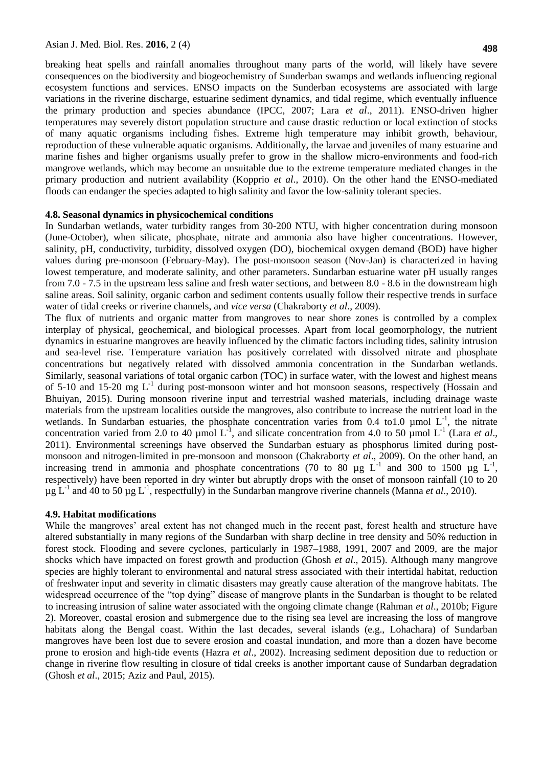breaking heat spells and rainfall anomalies throughout many parts of the world, will likely have severe consequences on the biodiversity and biogeochemistry of Sunderban swamps and wetlands influencing regional ecosystem functions and services. ENSO impacts on the Sunderban ecosystems are associated with large variations in the riverine discharge, estuarine sediment dynamics, and tidal regime, which eventually influence the primary production and species abundance (IPCC, 2007; Lara *et al*., 2011). ENSO-driven higher temperatures may severely distort population structure and cause drastic reduction or local extinction of stocks of many aquatic organisms including fishes. Extreme high temperature may inhibit growth, behaviour, reproduction of these vulnerable aquatic organisms. Additionally, the larvae and juveniles of many estuarine and marine fishes and higher organisms usually prefer to grow in the shallow micro-environments and food-rich mangrove wetlands, which may become an unsuitable due to the extreme temperature mediated changes in the primary production and nutrient availability (Kopprio *et al*., 2010). On the other hand the ENSO-mediated floods can endanger the species adapted to high salinity and favor the low-salinity tolerant species.

### 4.8. Seasonal dynamics in physicochemical conditions

In Sundarban wetlands, water turbidity ranges from 30-200 NTU, with higher concentration during monsoon (June-October), when silicate, phosphate, nitrate and ammonia also have higher concentrations. However, salinity, pH, conductivity, turbidity, dissolved oxygen (DO), biochemical oxygen demand (BOD) have higher values during pre-monsoon (February-May). The post-monsoon season (Nov-Jan) is characterized in having lowest temperature, and moderate salinity, and other parameters. Sundarban estuarine water pH usually ranges from 7.0 - 7.5 in the upstream less saline and fresh water sections, and between 8.0 - 8.6 in the downstream high saline areas. Soil salinity, organic carbon and sediment contents usually follow their respective trends in surface water of tidal creeks or riverine channels, and *vice versa* (Chakraborty *et al*., 2009).

The flux of nutrients and organic matter from mangroves to near shore zones is controlled by a complex interplay of physical, geochemical, and biological processes. Apart from local geomorphology, the nutrient dynamics in estuarine mangroves are heavily influenced by the climatic factors including tides, salinity intrusion and sea-level rise. Temperature variation has positively correlated with dissolved nitrate and phosphate concentrations but negatively related with dissolved ammonia concentration in the Sundarban wetlands. Similarly, seasonal variations of total organic carbon (TOC) in surface water, with the lowest and highest means of 5-10 and 15-20 mg $L^{-1}$ during post-monsoon winter and hot monsoon seasons, respectively (Hossain and Bhuiyan, 2015). During monsoon riverine input and terrestrial washed materials, including drainage waste materials from the upstream localities outside the mangroves, also contribute to increase the nutrient load in the wetlands. In Sundarban estuaries, the phosphate concentration varies from 0.4 to1.0 µmol $L^{-1}$, the nitrate concentration varied from 2.0 to 40 µmol $L^{-1}$, and silicate concentration from 4.0 to 50 µmol $L^{-1}$ (Lara *et al*., 2011). Environmental screenings have observed the Sundarban estuary as phosphorus limited during post-monsoon and nitrogen-limited in pre-monsoon and monsoon (Chakraborty *et al*., 2009). On the other hand, an increasing trend in ammonia and phosphate concentrations (70 to 80 µg $L^{-1}$ and 300 to 1500 µg $L^{-1}$, respectively) have been reported in dry winter but abruptly drops with the onset of monsoon rainfall (10 to 20 µg $L^{-1}$ and 40 to 50 µg $L^{-1}$, respectfully) in the Sundarban mangrove riverine channels (Manna *et al*., 2010).

### 4.9. Habitat modifications

While the mangroves' areal extent has not changed much in the recent past, forest health and structure have altered substantially in many regions of the Sundarban with sharp decline in tree density and 50% reduction in forest stock. Flooding and severe cyclones, particularly in 1987–1988, 1991, 2007 and 2009, are the major shocks which have impacted on forest growth and production (Ghosh *et al*., 2015). Although many mangrove species are highly tolerant to environmental and natural stress associated with their intertidal habitat, reduction of freshwater input and severity in climatic disasters may greatly cause alteration of the mangrove habitats. The widespread occurrence of the "top dying" disease of mangrove plants in the Sundarban is thought to be related to increasing intrusion of saline water associated with the ongoing climate change (Rahman *et al*., 2010b; Figure 2). Moreover, coastal erosion and submergence due to the rising sea level are increasing the loss of mangrove habitats along the Bengal coast. Within the last decades, several islands (e.g., Lohachara) of Sundarban mangroves have been lost due to severe erosion and coastal inundation, and more than a dozen have become prone to erosion and high-tide events (Hazra *et al*., 2002). Increasing sediment deposition due to reduction or change in riverine flow resulting in closure of tidal creeks is another important cause of Sundarban degradation (Ghosh *et al*., 2015; Aziz and Paul, 2015).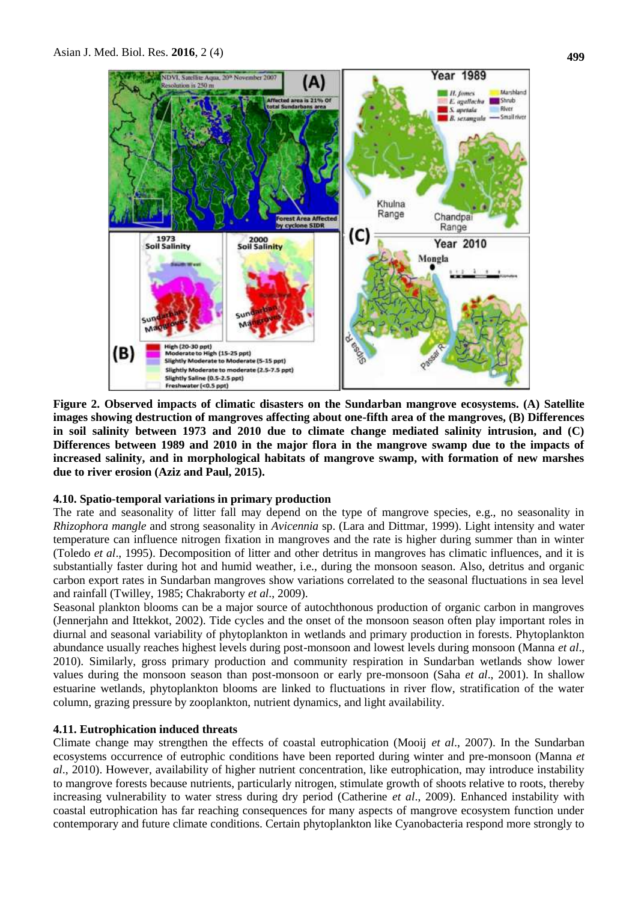**Figure 2. Observed impacts of climatic disasters on the Sundarban mangrove ecosystems. (A) Satellite images showing destruction of mangroves affecting about one-fifth area of the mangroves, (B) Differences in soil salinity between 1973 and 2010 due to climate change mediated salinity intrusion, and (C) Differences between 1989 and 2010 in the major flora in the mangrove swamp due to the impacts of increased salinity, and in morphological habitats of mangrove swamp, with formation of new marshes due to river erosion (Aziz and Paul, 2015).**

### 4.10. Spatio-temporal variations in primary production

The rate and seasonality of litter fall may depend on the type of mangrove species, e.g., no seasonality in *Rhizophora mangle* and strong seasonality in *Avicennia* sp. (Lara and Dittmar, 1999). Light intensity and water temperature can influence nitrogen fixation in mangroves and the rate is higher during summer than in winter (Toledo *et al*., 1995). Decomposition of litter and other detritus in mangroves has climatic influences, and it is substantially faster during hot and humid weather, i.e., during the monsoon season. Also, detritus and organic carbon export rates in Sundarban mangroves show variations correlated to the seasonal fluctuations in sea level and rainfall (Twilley, 1985; Chakraborty *et al*., 2009).

Seasonal plankton blooms can be a major source of autochthonous production of organic carbon in mangroves (Jennerjahn and Ittekkot, 2002). Tide cycles and the onset of the monsoon season often play important roles in diurnal and seasonal variability of phytoplankton in wetlands and primary production in forests. Phytoplankton abundance usually reaches highest levels during post-monsoon and lowest levels during monsoon (Manna *et al*., 2010). Similarly, gross primary production and community respiration in Sundarban wetlands show lower values during the monsoon season than post-monsoon or early pre-monsoon (Saha *et al*., 2001). In shallow estuarine wetlands, phytoplankton blooms are linked to fluctuations in river flow, stratification of the water column, grazing pressure by zooplankton, nutrient dynamics, and light availability.

### 4.11. Eutrophication induced threats

Climate change may strengthen the effects of coastal eutrophication (Mooij *et al*., 2007). In the Sundarban ecosystems occurrence of eutrophic conditions have been reported during winter and pre-monsoon (Manna *et al*., 2010). However, availability of higher nutrient concentration, like eutrophication, may introduce instability to mangrove forests because nutrients, particularly nitrogen, stimulate growth of shoots relative to roots, thereby increasing vulnerability to water stress during dry period (Catherine *et al*., 2009). Enhanced instability with coastal eutrophication has far reaching consequences for many aspects of mangrove ecosystem function under contemporary and future climate conditions. Certain phytoplankton like Cyanobacteria respond more strongly to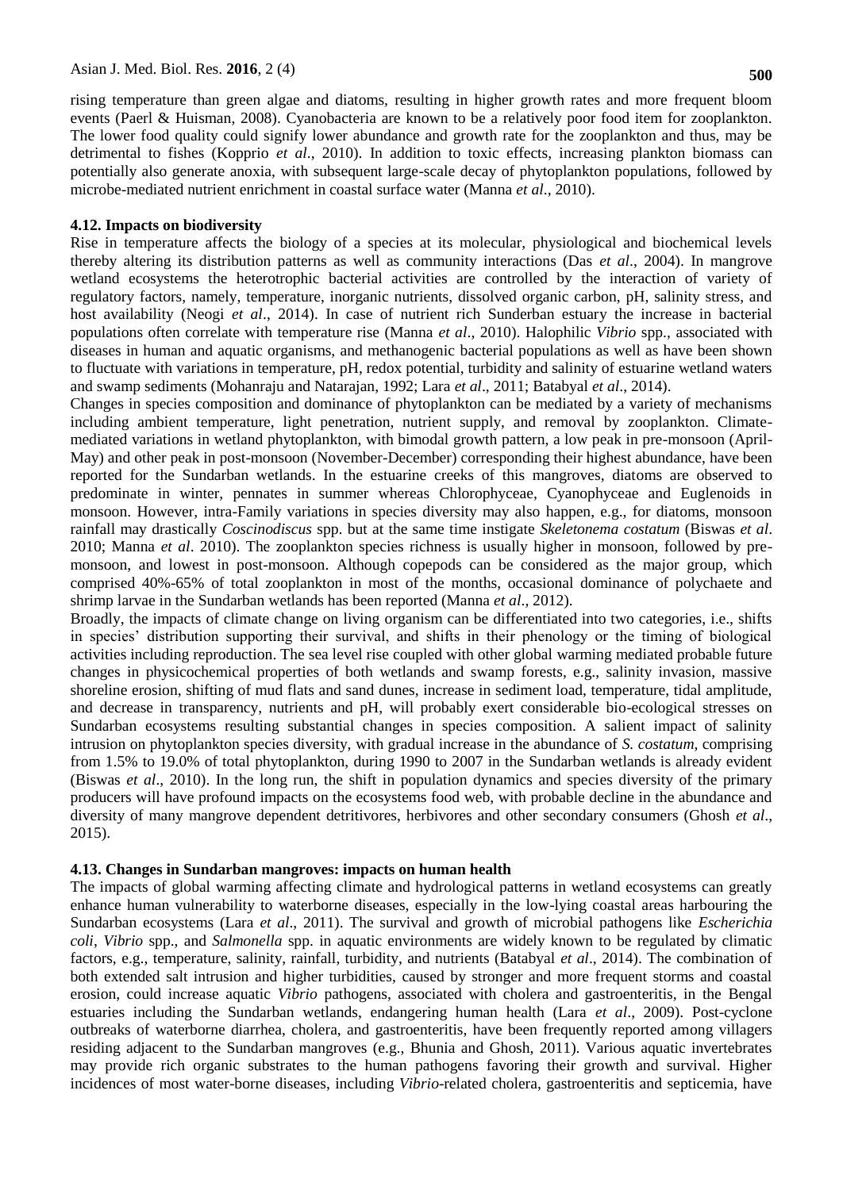rising temperature than green algae and diatoms, resulting in higher growth rates and more frequent bloom events (Paerl & Huisman, 2008). Cyanobacteria are known to be a relatively poor food item for zooplankton. The lower food quality could signify lower abundance and growth rate for the zooplankton and thus, may be detrimental to fishes (Kopprio *et al*., 2010). In addition to toxic effects, increasing plankton biomass can potentially also generate anoxia, with subsequent large-scale decay of phytoplankton populations, followed by microbe-mediated nutrient enrichment in coastal surface water (Manna *et al*., 2010).

### 4.12. Impacts on biodiversity

Rise in temperature affects the biology of a species at its molecular, physiological and biochemical levels thereby altering its distribution patterns as well as community interactions (Das *et al*., 2004). In mangrove wetland ecosystems the heterotrophic bacterial activities are controlled by the interaction of variety of regulatory factors, namely, temperature, inorganic nutrients, dissolved organic carbon, pH, salinity stress, and host availability (Neogi *et al*., 2014). In case of nutrient rich Sunderban estuary the increase in bacterial populations often correlate with temperature rise (Manna *et al*., 2010). Halophilic *Vibrio* spp., associated with diseases in human and aquatic organisms, and methanogenic bacterial populations as well as have been shown to fluctuate with variations in temperature, pH, redox potential, turbidity and salinity of estuarine wetland waters and swamp sediments (Mohanraju and Natarajan, 1992; Lara *et al*., 2011; Batabyal *et al*., 2014).

Changes in species composition and dominance of phytoplankton can be mediated by a variety of mechanisms including ambient temperature, light penetration, nutrient supply, and removal by zooplankton. Climate-mediated variations in wetland phytoplankton, with bimodal growth pattern, a low peak in pre-monsoon (April-May) and other peak in post-monsoon (November-December) corresponding their highest abundance, have been reported for the Sundarban wetlands. In the estuarine creeks of this mangroves, diatoms are observed to predominate in winter, pennates in summer whereas Chlorophyceae, Cyanophyceae and Euglenoids in monsoon. However, intra-Family variations in species diversity may also happen, e.g., for diatoms, monsoon rainfall may drastically *Coscinodiscus* spp. but at the same time instigate *Skeletonema costatum* (Biswas *et al*. 2010; Manna *et al*. 2010). The zooplankton species richness is usually higher in monsoon, followed by pre-monsoon, and lowest in post-monsoon. Although copepods can be considered as the major group, which comprised 40%-65% of total zooplankton in most of the months, occasional dominance of polychaete and shrimp larvae in the Sundarban wetlands has been reported (Manna *et al*., 2012).

Broadly, the impacts of climate change on living organism can be differentiated into two categories, i.e., shifts in species' distribution supporting their survival, and shifts in their phenology or the timing of biological activities including reproduction. The sea level rise coupled with other global warming mediated probable future changes in physicochemical properties of both wetlands and swamp forests, e.g., salinity invasion, massive shoreline erosion, shifting of mud flats and sand dunes, increase in sediment load, temperature, tidal amplitude, and decrease in transparency, nutrients and pH, will probably exert considerable bio-ecological stresses on Sundarban ecosystems resulting substantial changes in species composition. A salient impact of salinity intrusion on phytoplankton species diversity, with gradual increase in the abundance of *S. costatum*, comprising from 1.5% to 19.0% of total phytoplankton, during 1990 to 2007 in the Sundarban wetlands is already evident (Biswas *et al*., 2010). In the long run, the shift in population dynamics and species diversity of the primary producers will have profound impacts on the ecosystems food web, with probable decline in the abundance and diversity of many mangrove dependent detritivores, herbivores and other secondary consumers (Ghosh *et al*., 2015).

### 4.13. Changes in Sundarban mangroves: impacts on human health

The impacts of global warming affecting climate and hydrological patterns in wetland ecosystems can greatly enhance human vulnerability to waterborne diseases, especially in the low-lying coastal areas harbouring the Sundarban ecosystems (Lara *et al*., 2011). The survival and growth of microbial pathogens like *Escherichia coli*, *Vibrio* spp., and *Salmonella* spp. in aquatic environments are widely known to be regulated by climatic factors, e.g., temperature, salinity, rainfall, turbidity, and nutrients (Batabyal *et al*., 2014). The combination of both extended salt intrusion and higher turbidities, caused by stronger and more frequent storms and coastal erosion, could increase aquatic *Vibrio* pathogens, associated with cholera and gastroenteritis, in the Bengal estuaries including the Sundarban wetlands, endangering human health (Lara *et al*., 2009). Post-cyclone outbreaks of waterborne diarrhea, cholera, and gastroenteritis, have been frequently reported among villagers residing adjacent to the Sundarban mangroves (e.g., Bhunia and Ghosh, 2011). Various aquatic invertebrates may provide rich organic substrates to the human pathogens favoring their growth and survival. Higher incidences of most water-borne diseases, including *Vibrio*-related cholera, gastroenteritis and septicemia, have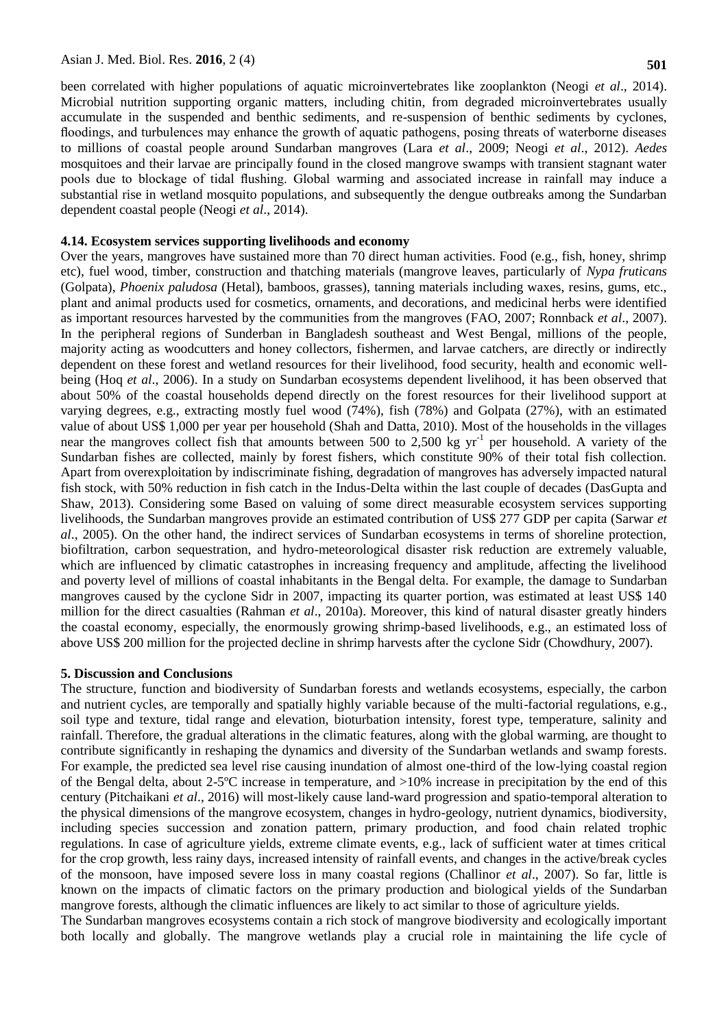been correlated with higher populations of aquatic microinvertebrates like zooplankton (Neogi *et al*., 2014). Microbial nutrition supporting organic matters, including chitin, from degraded microinvertebrates usually accumulate in the suspended and benthic sediments, and re-suspension of benthic sediments by cyclones, floodings, and turbulences may enhance the growth of aquatic pathogens, posing threats of waterborne diseases to millions of coastal people around Sundarban mangroves (Lara *et al*., 2009; Neogi *et al*., 2012). *Aedes* mosquitoes and their larvae are principally found in the closed mangrove swamps with transient stagnant water pools due to blockage of tidal flushing. Global warming and associated increase in rainfall may induce a substantial rise in wetland mosquito populations, and subsequently the dengue outbreaks among the Sundarban dependent coastal people (Neogi *et al*., 2014).

### 4.14. Ecosystem services supporting livelihoods and economy

Over the years, mangroves have sustained more than 70 direct human activities. Food (e.g., fish, honey, shrimp etc), fuel wood, timber, construction and thatching materials (mangrove leaves, particularly of *Nypa fruticans* (Golpata), *Phoenix paludosa* (Hetal), bamboos, grasses), tanning materials including waxes, resins, gums, etc., plant and animal products used for cosmetics, ornaments, and decorations, and medicinal herbs were identified as important resources harvested by the communities from the mangroves (FAO, 2007; Ronnback *et al*., 2007). In the peripheral regions of Sunderban in Bangladesh southeast and West Bengal, millions of the people, majority acting as woodcutters and honey collectors, fishermen, and larvae catchers, are directly or indirectly dependent on these forest and wetland resources for their livelihood, food security, health and economic well-being (Hoq *et al*., 2006). In a study on Sundarban ecosystems dependent livelihood, it has been observed that about 50% of the coastal households depend directly on the forest resources for their livelihood support at varying degrees, e.g., extracting mostly fuel wood (74%), fish (78%) and Golpata (27%), with an estimated value of about US$ 1,000 per year per household (Shah and Datta, 2010). Most of the households in the villages near the mangroves collect fish that amounts between 500 to 2,500 kg $yr^{-1}$ per household. A variety of the Sundarban fishes are collected, mainly by forest fishers, which constitute 90% of their total fish collection. Apart from overexploitation by indiscriminate fishing, degradation of mangroves has adversely impacted natural fish stock, with 50% reduction in fish catch in the Indus-Delta within the last couple of decades (DasGupta and Shaw, 2013). Considering some Based on valuing of some direct measurable ecosystem services supporting livelihoods, the Sundarban mangroves provide an estimated contribution of US$ 277 GDP per capita (Sarwar *et al*., 2005). On the other hand, the indirect services of Sundarban ecosystems in terms of shoreline protection, biofiltration, carbon sequestration, and hydro-meteorological disaster risk reduction are extremely valuable, which are influenced by climatic catastrophes in increasing frequency and amplitude, affecting the livelihood and poverty level of millions of coastal inhabitants in the Bengal delta. For example, the damage to Sundarban mangroves caused by the cyclone Sidr in 2007, impacting its quarter portion, was estimated at least US$ 140 million for the direct casualties (Rahman *et al*., 2010a). Moreover, this kind of natural disaster greatly hinders the coastal economy, especially, the enormously growing shrimp-based livelihoods, e.g., an estimated loss of above US$ 200 million for the projected decline in shrimp harvests after the cyclone Sidr (Chowdhury, 2007).

## 5. Discussion and Conclusions

The structure, function and biodiversity of Sundarban forests and wetlands ecosystems, especially, the carbon and nutrient cycles, are temporally and spatially highly variable because of the multi-factorial regulations, e.g., soil type and texture, tidal range and elevation, bioturbation intensity, forest type, temperature, salinity and rainfall. Therefore, the gradual alterations in the climatic features, along with the global warming, are thought to contribute significantly in reshaping the dynamics and diversity of the Sundarban wetlands and swamp forests. For example, the predicted sea level rise causing inundation of almost one-third of the low-lying coastal region of the Bengal delta, about 2-5ºC increase in temperature, and >10% increase in precipitation by the end of this century (Pitchaikani *et al*., 2016) will most-likely cause land-ward progression and spatio-temporal alteration to the physical dimensions of the mangrove ecosystem, changes in hydro-geology, nutrient dynamics, biodiversity, including species succession and zonation pattern, primary production, and food chain related trophic regulations. In case of agriculture yields, extreme climate events, e.g., lack of sufficient water at times critical for the crop growth, less rainy days, increased intensity of rainfall events, and changes in the active/break cycles of the monsoon, have imposed severe loss in many coastal regions (Challinor *et al*., 2007). So far, little is known on the impacts of climatic factors on the primary production and biological yields of the Sundarban mangrove forests, although the climatic influences are likely to act similar to those of agriculture yields.

The Sundarban mangroves ecosystems contain a rich stock of mangrove biodiversity and ecologically important both locally and globally. The mangrove wetlands play a crucial role in maintaining the life cycle of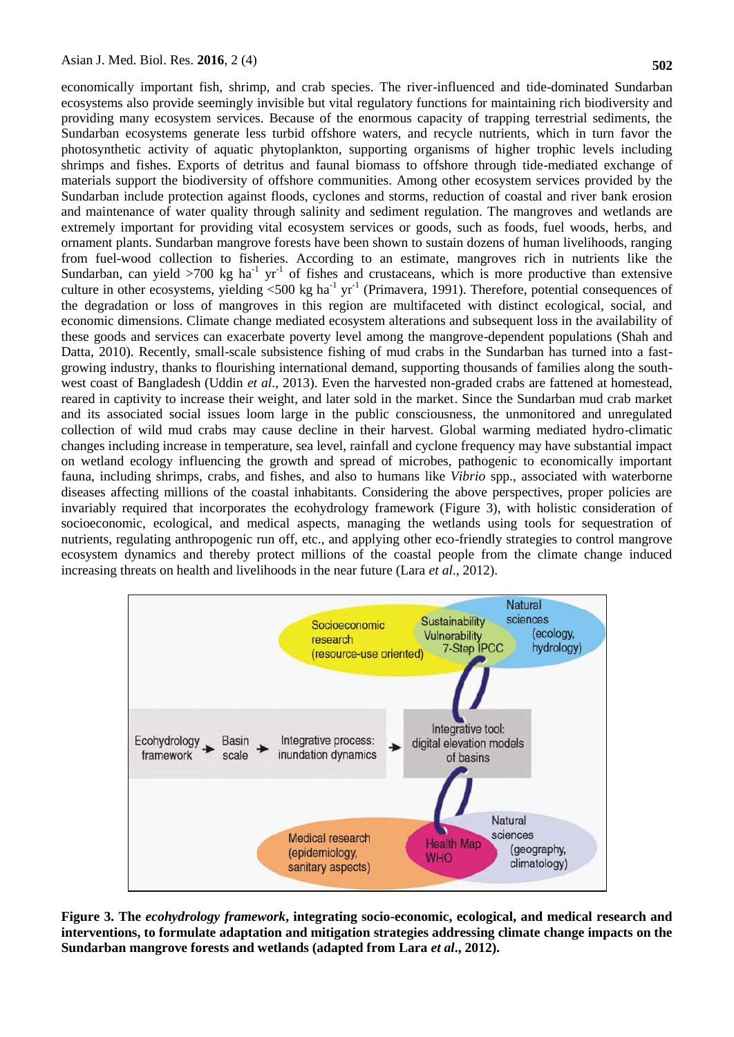economically important fish, shrimp, and crab species. The river-influenced and tide-dominated Sundarban ecosystems also provide seemingly invisible but vital regulatory functions for maintaining rich biodiversity and providing many ecosystem services. Because of the enormous capacity of trapping terrestrial sediments, the Sundarban ecosystems generate less turbid offshore waters, and recycle nutrients, which in turn favor the photosynthetic activity of aquatic phytoplankton, supporting organisms of higher trophic levels including shrimps and fishes. Exports of detritus and faunal biomass to offshore through tide-mediated exchange of materials support the biodiversity of offshore communities. Among other ecosystem services provided by the Sundarban include protection against floods, cyclones and storms, reduction of coastal and river bank erosion and maintenance of water quality through salinity and sediment regulation. The mangroves and wetlands are extremely important for providing vital ecosystem services or goods, such as foods, fuel woods, herbs, and ornament plants. Sundarban mangrove forests have been shown to sustain dozens of human livelihoods, ranging from fuel-wood collection to fisheries. According to an estimate, mangroves rich in nutrients like the Sundarban, can yield >700 kg $ha^{-1}$ $yr^{-1}$ of fishes and crustaceans, which is more productive than extensive culture in other ecosystems, yielding <500 kg $ha^{-1}$ $yr^{-1}$ (Primavera, 1991). Therefore, potential consequences of the degradation or loss of mangroves in this region are multifaceted with distinct ecological, social, and economic dimensions. Climate change mediated ecosystem alterations and subsequent loss in the availability of these goods and services can exacerbate poverty level among the mangrove-dependent populations (Shah and Datta, 2010). Recently, small-scale subsistence fishing of mud crabs in the Sundarban has turned into a fast-growing industry, thanks to flourishing international demand, supporting thousands of families along the south-west coast of Bangladesh (Uddin *et al*., 2013). Even the harvested non-graded crabs are fattened at homestead, reared in captivity to increase their weight, and later sold in the market. Since the Sundarban mud crab market and its associated social issues loom large in the public consciousness, the unmonitored and unregulated collection of wild mud crabs may cause decline in their harvest. Global warming mediated hydro-climatic changes including increase in temperature, sea level, rainfall and cyclone frequency may have substantial impact on wetland ecology influencing the growth and spread of microbes, pathogenic to economically important fauna, including shrimps, crabs, and fishes, and also to humans like *Vibrio* spp., associated with waterborne diseases affecting millions of the coastal inhabitants. Considering the above perspectives, proper policies are invariably required that incorporates the ecohydrology framework (Figure 3), with holistic consideration of socioeconomic, ecological, and medical aspects, managing the wetlands using tools for sequestration of nutrients, regulating anthropogenic run off, etc., and applying other eco-friendly strategies to control mangrove ecosystem dynamics and thereby protect millions of the coastal people from the climate change induced increasing threats on health and livelihoods in the near future (Lara *et al*., 2012).

**Figure 3. The *ecohydrology framework*, integrating socio-economic, ecological, and medical research and interventions, to formulate adaptation and mitigation strategies addressing climate change impacts on the Sundarban mangrove forests and wetlands (adapted from Lara *et al*., 2012).**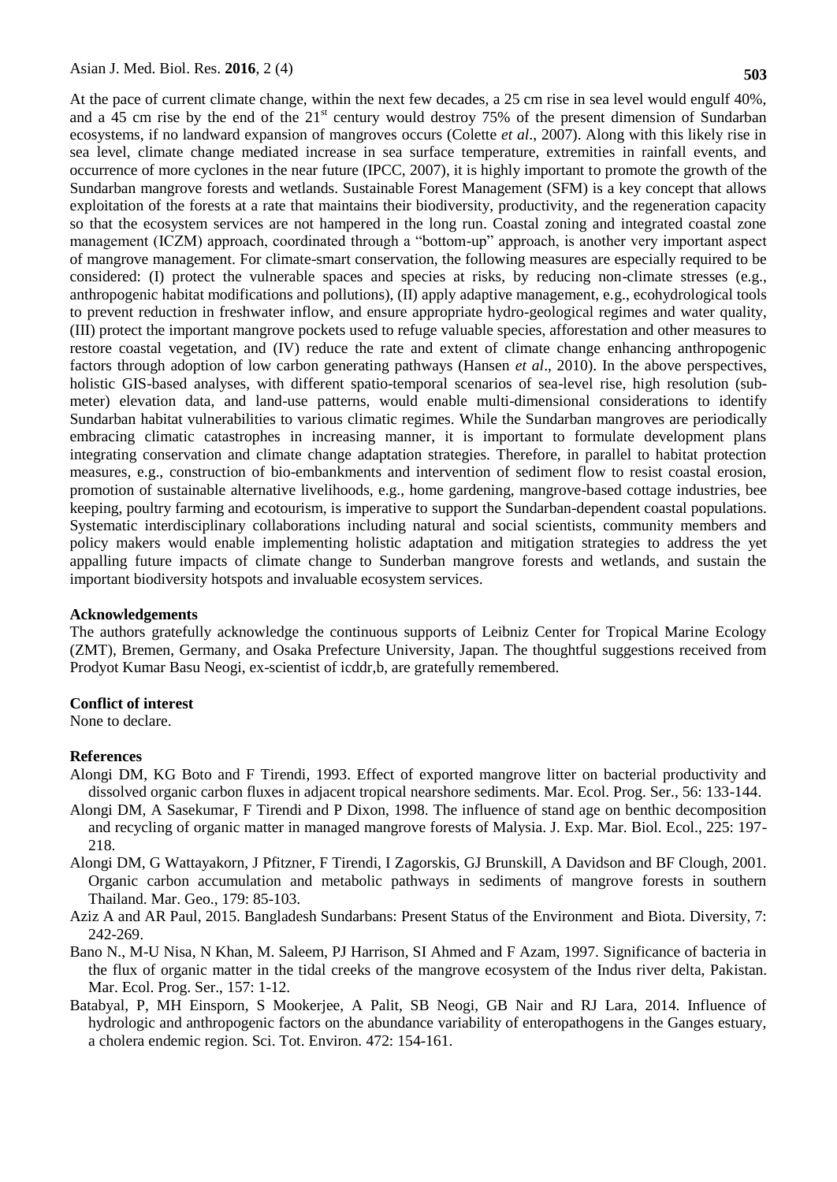At the pace of current climate change, within the next few decades, a 25 cm rise in sea level would engulf 40%, and a 45 cm rise by the end of the 21st century would destroy 75% of the present dimension of Sundarban ecosystems, if no landward expansion of mangroves occurs (Colette *et al*., 2007). Along with this likely rise in sea level, climate change mediated increase in sea surface temperature, extremities in rainfall events, and occurrence of more cyclones in the near future (IPCC, 2007), it is highly important to promote the growth of the Sundarban mangrove forests and wetlands. Sustainable Forest Management (SFM) is a key concept that allows exploitation of the forests at a rate that maintains their biodiversity, productivity, and the regeneration capacity so that the ecosystem services are not hampered in the long run. Coastal zoning and integrated coastal zone management (ICZM) approach, coordinated through a "bottom-up" approach, is another very important aspect of mangrove management. For climate-smart conservation, the following measures are especially required to be considered: (I) protect the vulnerable spaces and species at risks, by reducing non-climate stresses (e.g., anthropogenic habitat modifications and pollutions), (II) apply adaptive management, e.g., ecohydrological tools to prevent reduction in freshwater inflow, and ensure appropriate hydro-geological regimes and water quality, (III) protect the important mangrove pockets used to refuge valuable species, afforestation and other measures to restore coastal vegetation, and (IV) reduce the rate and extent of climate change enhancing anthropogenic factors through adoption of low carbon generating pathways (Hansen *et al*., 2010). In the above perspectives, holistic GIS-based analyses, with different spatio-temporal scenarios of sea-level rise, high resolution (sub-meter) elevation data, and land-use patterns, would enable multi-dimensional considerations to identify Sundarban habitat vulnerabilities to various climatic regimes. While the Sundarban mangroves are periodically embracing climatic catastrophes in increasing manner, it is important to formulate development plans integrating conservation and climate change adaptation strategies. Therefore, in parallel to habitat protection measures, e.g., construction of bio-embankments and intervention of sediment flow to resist coastal erosion, promotion of sustainable alternative livelihoods, e.g., home gardening, mangrove-based cottage industries, bee keeping, poultry farming and ecotourism, is imperative to support the Sundarban-dependent coastal populations. Systematic interdisciplinary collaborations including natural and social scientists, community members and policy makers would enable implementing holistic adaptation and mitigation strategies to address the yet appalling future impacts of climate change to Sunderban mangrove forests and wetlands, and sustain the important biodiversity hotspots and invaluable ecosystem services.

**Acknowledgements**

The authors gratefully acknowledge the continuous supports of Leibniz Center for Tropical Marine Ecology (ZMT), Bremen, Germany, and Osaka Prefecture University, Japan. The thoughtful suggestions received from Prodyot Kumar Basu Neogi, ex-scientist of icddr,b, are gratefully remembered.

**Conflict of interest**

None to declare.

**References**

Alongi DM, KG Boto and F Tirendi, 1993. Effect of exported mangrove litter on bacterial productivity and dissolved organic carbon fluxes in adjacent tropical nearshore sediments. Mar. Ecol. Prog. Ser., 56: 133-144.

Alongi DM, A Sasekumar, F Tirendi and P Dixon, 1998. The influence of stand age on benthic decomposition and recycling of organic matter in managed mangrove forests of Malysia. J. Exp. Mar. Biol. Ecol., 225: 197-218.

Alongi DM, G Wattayakorn, J Pfitzner, F Tirendi, I Zagorskis, GJ Brunskill, A Davidson and BF Clough, 2001. Organic carbon accumulation and metabolic pathways in sediments of mangrove forests in southern Thailand. Mar. Geo., 179: 85-103.

Aziz A and AR Paul, 2015. Bangladesh Sundarbans: Present Status of the Environment and Biota. Diversity, 7: 242-269.

Bano N., M-U Nisa, N Khan, M. Saleem, PJ Harrison, SI Ahmed and F Azam, 1997. Significance of bacteria in the flux of organic matter in the tidal creeks of the mangrove ecosystem of the Indus river delta, Pakistan. Mar. Ecol. Prog. Ser., 157: 1-12.

Batabyal, P, MH Einsporn, S Mookerjee, A Palit, SB Neogi, GB Nair and RJ Lara, 2014. Influence of hydrologic and anthropogenic factors on the abundance variability of enteropathogens in the Ganges estuary, a cholera endemic region. Sci. Tot. Environ. 472: 154-161.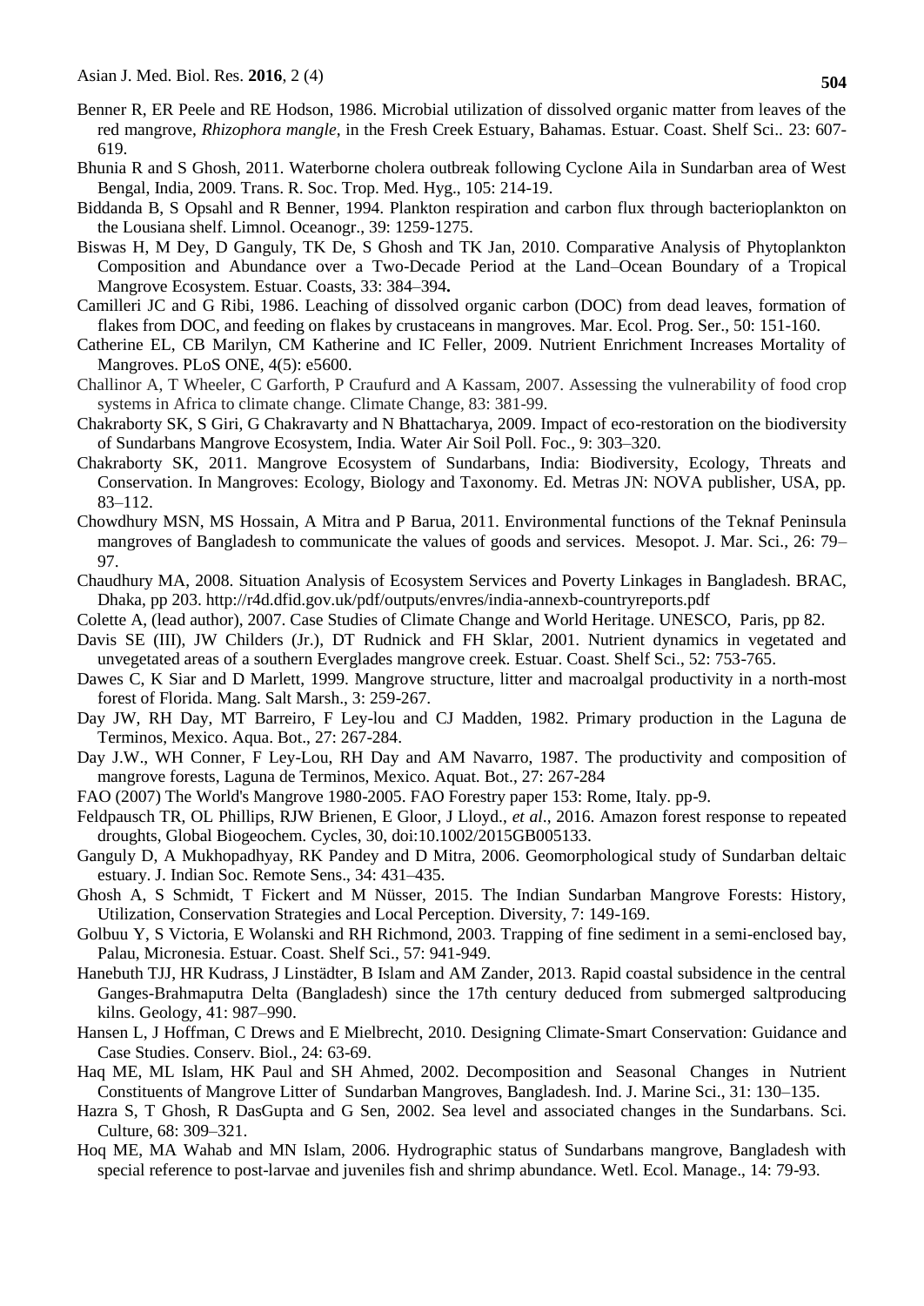Benner R, ER Peele and RE Hodson, 1986. Microbial utilization of dissolved organic matter from leaves of the red mangrove, *Rhizophora mangle*, in the Fresh Creek Estuary, Bahamas. Estuar. Coast. Shelf Sci.. 23: 607-619.

Bhunia R and S Ghosh, 2011. Waterborne cholera outbreak following Cyclone Aila in Sundarban area of West Bengal, India, 2009. Trans. R. Soc. Trop. Med. Hyg., 105: 214-19.

Biddanda B, S Opsahl and R Benner, 1994. Plankton respiration and carbon flux through bacterioplankton on the Lousiana shelf. Limnol. Oceanogr., 39: 1259-1275.

Biswas H, M Dey, D Ganguly, TK De, S Ghosh and TK Jan, 2010. Comparative Analysis of Phytoplankton Composition and Abundance over a Two-Decade Period at the Land–Ocean Boundary of a Tropical Mangrove Ecosystem. Estuar. Coasts, 33: 384–394**.**

Camilleri JC and G Ribi, 1986. Leaching of dissolved organic carbon (DOC) from dead leaves, formation of flakes from DOC, and feeding on flakes by crustaceans in mangroves. Mar. Ecol. Prog. Ser., 50: 151-160.

Catherine EL, CB Marilyn, CM Katherine and IC Feller, 2009. Nutrient Enrichment Increases Mortality of Mangroves. PLoS ONE, 4(5): e5600.

Challinor A, T Wheeler, C Garforth, P Craufurd and A Kassam, 2007. Assessing the vulnerability of food crop systems in Africa to climate change. Climate Change, 83: 381-99.

Chakraborty SK, S Giri, G Chakravarty and N Bhattacharya, 2009. Impact of eco-restoration on the biodiversity of Sundarbans Mangrove Ecosystem, India. Water Air Soil Poll. Foc., 9: 303–320.

Chakraborty SK, 2011. Mangrove Ecosystem of Sundarbans, India: Biodiversity, Ecology, Threats and Conservation. In Mangroves: Ecology, Biology and Taxonomy. Ed. Metras JN: NOVA publisher, USA, pp. 83–112.

Chowdhury MSN, MS Hossain, A Mitra and P Barua, 2011. Environmental functions of the Teknaf Peninsula mangroves of Bangladesh to communicate the values of goods and services. Mesopot. J. Mar. Sci., 26: 79–97.

Chaudhury MA, 2008. Situation Analysis of Ecosystem Services and Poverty Linkages in Bangladesh. BRAC, Dhaka, pp 203. http://r4d.dfid.gov.uk/pdf/outputs/envres/india-annexb-countryreports.pdf

Colette A, (lead author), 2007. Case Studies of Climate Change and World Heritage. UNESCO, Paris, pp 82.

Davis SE (III), JW Childers (Jr.), DT Rudnick and FH Sklar, 2001. Nutrient dynamics in vegetated and unvegetated areas of a southern Everglades mangrove creek. Estuar. Coast. Shelf Sci., 52: 753-765.

Dawes C, K Siar and D Marlett, 1999. Mangrove structure, litter and macroalgal productivity in a north-most forest of Florida. Mang. Salt Marsh., 3: 259-267.

Day JW, RH Day, MT Barreiro, F Ley-lou and CJ Madden, 1982. Primary production in the Laguna de Terminos, Mexico. Aqua. Bot., 27: 267-284.

Day J.W., WH Conner, F Ley-Lou, RH Day and AM Navarro, 1987. The productivity and composition of mangrove forests, Laguna de Terminos, Mexico. Aquat. Bot., 27: 267-284

FAO (2007) The World's Mangrove 1980-2005. FAO Forestry paper 153: Rome, Italy. pp-9.

Feldpausch TR, OL Phillips, RJW Brienen, E Gloor, J Lloyd., *et al*., 2016. Amazon forest response to repeated droughts, Global Biogeochem. Cycles, 30, doi:10.1002/2015GB005133.

Ganguly D, A Mukhopadhyay, RK Pandey and D Mitra, 2006. Geomorphological study of Sundarban deltaic estuary. J. Indian Soc. Remote Sens., 34: 431–435.

Ghosh A, S Schmidt, T Fickert and M Nüsser, 2015. The Indian Sundarban Mangrove Forests: History, Utilization, Conservation Strategies and Local Perception. Diversity, 7: 149-169.

Golbuu Y, S Victoria, E Wolanski and RH Richmond, 2003. Trapping of fine sediment in a semi-enclosed bay, Palau, Micronesia. Estuar. Coast. Shelf Sci., 57: 941-949.

Hanebuth TJJ, HR Kudrass, J Linstädter, B Islam and AM Zander, 2013. Rapid coastal subsidence in the central Ganges-Brahmaputra Delta (Bangladesh) since the 17th century deduced from submerged saltproducing kilns. Geology, 41: 987–990.

Hansen L, J Hoffman, C Drews and E Mielbrecht, 2010. Designing Climate‐Smart Conservation: Guidance and Case Studies. Conserv. Biol., 24: 63-69.

Haq ME, ML Islam, HK Paul and SH Ahmed, 2002. Decomposition and Seasonal Changes in Nutrient Constituents of Mangrove Litter of Sundarban Mangroves, Bangladesh. Ind. J. Marine Sci., 31: 130–135.

Hazra S, T Ghosh, R DasGupta and G Sen, 2002. Sea level and associated changes in the Sundarbans. Sci. Culture, 68: 309–321.

Hoq ME, MA Wahab and MN Islam, 2006. Hydrographic status of Sundarbans mangrove, Bangladesh with special reference to post-larvae and juveniles fish and shrimp abundance. Wetl. Ecol. Manage., 14: 79-93.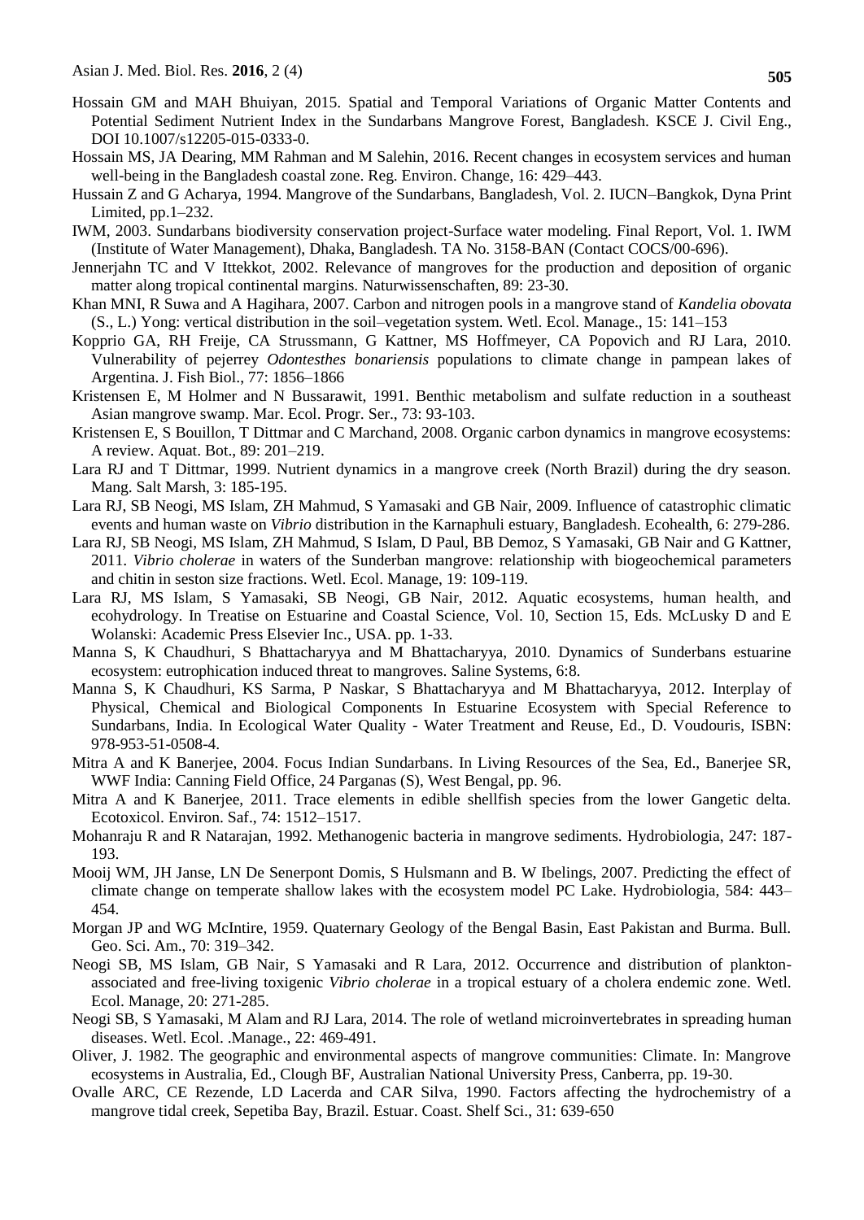Hossain GM and MAH Bhuiyan, 2015. Spatial and Temporal Variations of Organic Matter Contents and Potential Sediment Nutrient Index in the Sundarbans Mangrove Forest, Bangladesh. KSCE J. Civil Eng., DOI 10.1007/s12205-015-0333-0.

Hossain MS, JA Dearing, MM Rahman and M Salehin, 2016. Recent changes in ecosystem services and human well-being in the Bangladesh coastal zone. Reg. Environ. Change, 16: 429–443.

Hussain Z and G Acharya, 1994. Mangrove of the Sundarbans, Bangladesh, Vol. 2. IUCN–Bangkok, Dyna Print Limited, pp.1–232.

IWM, 2003. Sundarbans biodiversity conservation project-Surface water modeling. Final Report, Vol. 1. IWM (Institute of Water Management), Dhaka, Bangladesh. TA No. 3158-BAN (Contact COCS/00-696).

Jennerjahn TC and V Ittekkot, 2002. Relevance of mangroves for the production and deposition of organic matter along tropical continental margins. Naturwissenschaften, 89: 23-30.

Khan MNI, R Suwa and A Hagihara, 2007. Carbon and nitrogen pools in a mangrove stand of *Kandelia obovata* (S., L.) Yong: vertical distribution in the soil–vegetation system. Wetl. Ecol. Manage., 15: 141–153

Kopprio GA, RH Freije, CA Strussmann, G Kattner, MS Hoffmeyer, CA Popovich and RJ Lara, 2010. Vulnerability of pejerrey *Odontesthes bonariensis* populations to climate change in pampean lakes of Argentina. J. Fish Biol., 77: 1856–1866

Kristensen E, M Holmer and N Bussarawit, 1991. Benthic metabolism and sulfate reduction in a southeast Asian mangrove swamp. Mar. Ecol. Progr. Ser., 73: 93-103.

Kristensen E, S Bouillon, T Dittmar and C Marchand, 2008. Organic carbon dynamics in mangrove ecosystems: A review. Aquat. Bot., 89: 201–219.

Lara RJ and T Dittmar, 1999. Nutrient dynamics in a mangrove creek (North Brazil) during the dry season. Mang. Salt Marsh, 3: 185-195.

Lara RJ, SB Neogi, MS Islam, ZH Mahmud, S Yamasaki and GB Nair, 2009. Influence of catastrophic climatic events and human waste on *Vibrio* distribution in the Karnaphuli estuary, Bangladesh. Ecohealth, 6: 279-286.

Lara RJ, SB Neogi, MS Islam, ZH Mahmud, S Islam, D Paul, BB Demoz, S Yamasaki, GB Nair and G Kattner, 2011. *Vibrio cholerae* in waters of the Sunderban mangrove: relationship with biogeochemical parameters and chitin in seston size fractions. Wetl. Ecol. Manage, 19: 109-119.

Lara RJ, MS Islam, S Yamasaki, SB Neogi, GB Nair, 2012. Aquatic ecosystems, human health, and ecohydrology. In Treatise on Estuarine and Coastal Science, Vol. 10, Section 15, Eds. McLusky D and E Wolanski: Academic Press Elsevier Inc., USA. pp. 1-33.

Manna S, K Chaudhuri, S Bhattacharyya and M Bhattacharyya, 2010. Dynamics of Sunderbans estuarine ecosystem: eutrophication induced threat to mangroves. Saline Systems, 6:8.

Manna S, K Chaudhuri, KS Sarma, P Naskar, S Bhattacharyya and M Bhattacharyya, 2012. Interplay of Physical, Chemical and Biological Components In Estuarine Ecosystem with Special Reference to Sundarbans, India. In Ecological Water Quality - Water Treatment and Reuse, Ed., D. Voudouris, ISBN: 978-953-51-0508-4.

Mitra A and K Banerjee, 2004. Focus Indian Sundarbans. In Living Resources of the Sea, Ed., Banerjee SR, WWF India: Canning Field Office, 24 Parganas (S), West Bengal, pp. 96.

Mitra A and K Banerjee, 2011. Trace elements in edible shellfish species from the lower Gangetic delta. Ecotoxicol. Environ. Saf., 74: 1512–1517.

Mohanraju R and R Natarajan, 1992. Methanogenic bacteria in mangrove sediments. Hydrobiologia, 247: 187-193.

Mooij WM, JH Janse, LN De Senerpont Domis, S Hulsmann and B. W Ibelings, 2007. Predicting the effect of climate change on temperate shallow lakes with the ecosystem model PC Lake. Hydrobiologia, 584: 443–454.

Morgan JP and WG McIntire, 1959. Quaternary Geology of the Bengal Basin, East Pakistan and Burma. Bull. Geo. Sci. Am., 70: 319–342.

Neogi SB, MS Islam, GB Nair, S Yamasaki and R Lara, 2012. Occurrence and distribution of plankton-associated and free-living toxigenic *Vibrio cholerae* in a tropical estuary of a cholera endemic zone. Wetl. Ecol. Manage, 20: 271-285.

Neogi SB, S Yamasaki, M Alam and RJ Lara, 2014. The role of wetland microinvertebrates in spreading human diseases. Wetl. Ecol. .Manage., 22: 469-491.

Oliver, J. 1982. The geographic and environmental aspects of mangrove communities: Climate. In: Mangrove ecosystems in Australia, Ed., Clough BF, Australian National University Press, Canberra, pp. 19-30.

Ovalle ARC, CE Rezende, LD Lacerda and CAR Silva, 1990. Factors affecting the hydrochemistry of a mangrove tidal creek, Sepetiba Bay, Brazil. Estuar. Coast. Shelf Sci., 31: 639-650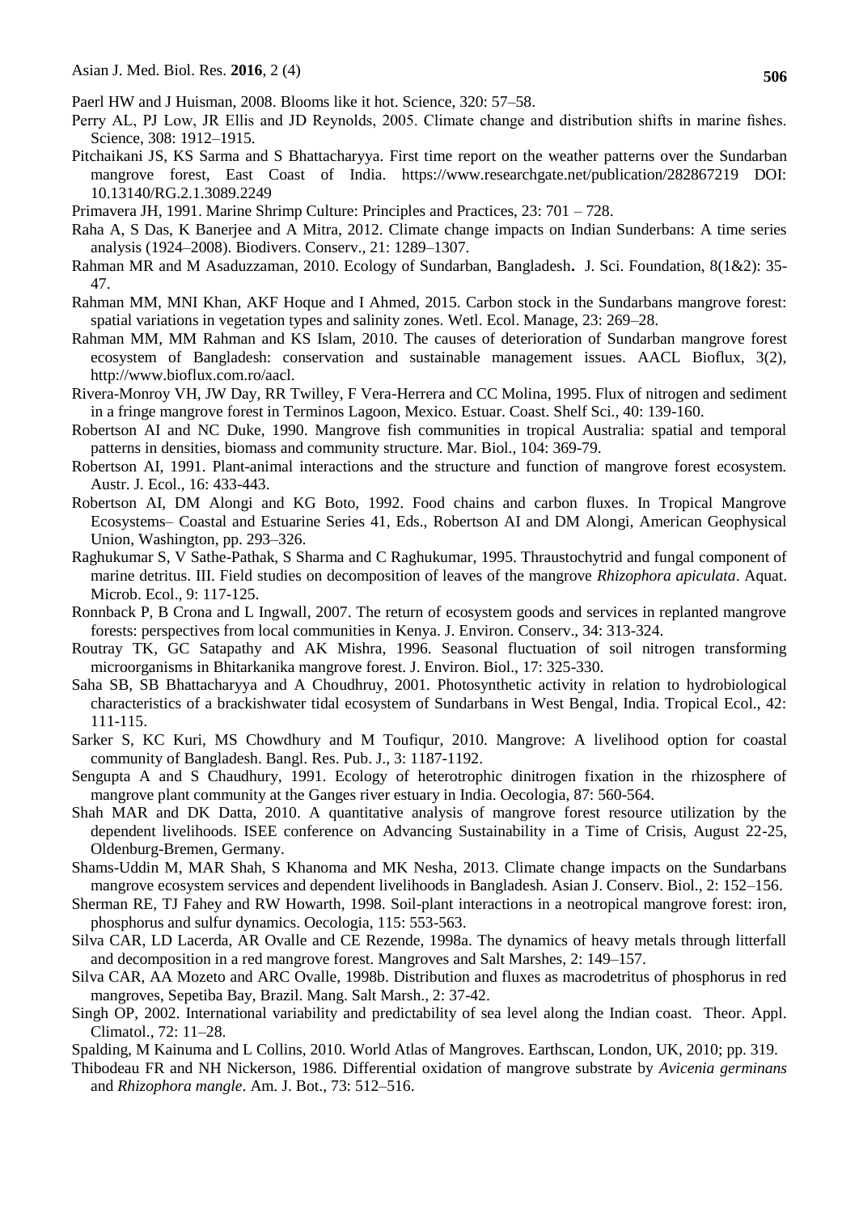Paerl HW and J Huisman, 2008. Blooms like it hot. Science, 320: 57–58.

Perry AL, PJ Low, JR Ellis and JD Reynolds, 2005. Climate change and distribution shifts in marine fishes. Science, 308: 1912–1915.

Pitchaikani JS, KS Sarma and S Bhattacharyya. First time report on the weather patterns over the Sundarban mangrove forest, East Coast of India. https://www.researchgate.net/publication/282867219 DOI: 10.13140/RG.2.1.3089.2249

Primavera JH, 1991. Marine Shrimp Culture: Principles and Practices, 23: 701 – 728.

Raha A, S Das, K Banerjee and A Mitra, 2012. Climate change impacts on Indian Sunderbans: A time series analysis (1924–2008). Biodivers. Conserv., 21: 1289–1307.

Rahman MR and M Asaduzzaman, 2010. Ecology of Sundarban, Bangladesh**.** J. Sci. Foundation, 8(1&2): 35-47.

Rahman MM, MNI Khan, AKF Hoque and I Ahmed, 2015. Carbon stock in the Sundarbans mangrove forest: spatial variations in vegetation types and salinity zones. Wetl. Ecol. Manage, 23: 269–28.

Rahman MM, MM Rahman and KS Islam, 2010. The causes of deterioration of Sundarban mangrove forest ecosystem of Bangladesh: conservation and sustainable management issues. AACL Bioflux, 3(2), http://www.bioflux.com.ro/aacl.

Rivera-Monroy VH, JW Day, RR Twilley, F Vera-Herrera and CC Molina, 1995. Flux of nitrogen and sediment in a fringe mangrove forest in Terminos Lagoon, Mexico. Estuar. Coast. Shelf Sci., 40: 139-160.

Robertson AI and NC Duke, 1990. Mangrove fish communities in tropical Australia: spatial and temporal patterns in densities, biomass and community structure. Mar. Biol., 104: 369-79.

Robertson AI, 1991. Plant-animal interactions and the structure and function of mangrove forest ecosystem. Austr. J. Ecol., 16: 433-443.

Robertson AI, DM Alongi and KG Boto, 1992. Food chains and carbon fluxes. In Tropical Mangrove Ecosystems– Coastal and Estuarine Series 41, Eds., Robertson AI and DM Alongi, American Geophysical Union, Washington, pp. 293–326.

Raghukumar S, V Sathe-Pathak, S Sharma and C Raghukumar, 1995. Thraustochytrid and fungal component of marine detritus. III. Field studies on decomposition of leaves of the mangrove *Rhizophora apiculata*. Aquat. Microb. Ecol., 9: 117-125.

Ronnback P, B Crona and L Ingwall, 2007. The return of ecosystem goods and services in replanted mangrove forests: perspectives from local communities in Kenya. J. Environ. Conserv., 34: 313-324.

Routray TK, GC Satapathy and AK Mishra, 1996. Seasonal fluctuation of soil nitrogen transforming microorganisms in Bhitarkanika mangrove forest. J. Environ. Biol., 17: 325-330.

Saha SB, SB Bhattacharyya and A Choudhruy, 2001. Photosynthetic activity in relation to hydrobiological characteristics of a brackishwater tidal ecosystem of Sundarbans in West Bengal, India. Tropical Ecol., 42: 111-115.

Sarker S, KC Kuri, MS Chowdhury and M Toufiqur, 2010. Mangrove: A livelihood option for coastal community of Bangladesh. Bangl. Res. Pub. J., 3: 1187-1192.

Sengupta A and S Chaudhury, 1991. Ecology of heterotrophic dinitrogen fixation in the rhizosphere of mangrove plant community at the Ganges river estuary in India. Oecologia, 87: 560-564.

Shah MAR and DK Datta, 2010. A quantitative analysis of mangrove forest resource utilization by the dependent livelihoods. ISEE conference on Advancing Sustainability in a Time of Crisis, August 22-25, Oldenburg-Bremen, Germany.

Shams-Uddin M, MAR Shah, S Khanoma and MK Nesha, 2013. Climate change impacts on the Sundarbans mangrove ecosystem services and dependent livelihoods in Bangladesh. Asian J. Conserv. Biol., 2: 152–156.

Sherman RE, TJ Fahey and RW Howarth, 1998. Soil-plant interactions in a neotropical mangrove forest: iron, phosphorus and sulfur dynamics. Oecologia, 115: 553-563.

Silva CAR, LD Lacerda, AR Ovalle and CE Rezende, 1998a. The dynamics of heavy metals through litterfall and decomposition in a red mangrove forest. Mangroves and Salt Marshes, 2: 149–157.

Silva CAR, AA Mozeto and ARC Ovalle, 1998b. Distribution and fluxes as macrodetritus of phosphorus in red mangroves, Sepetiba Bay, Brazil. Mang. Salt Marsh., 2: 37-42.

Singh OP, 2002. International variability and predictability of sea level along the Indian coast. Theor. Appl. Climatol., 72: 11–28.

Spalding, M Kainuma and L Collins, 2010. World Atlas of Mangroves. Earthscan, London, UK, 2010; pp. 319.

Thibodeau FR and NH Nickerson, 1986. Differential oxidation of mangrove substrate by *Avicenia germinans* and *Rhizophora mangle*. Am. J. Bot., 73: 512–516.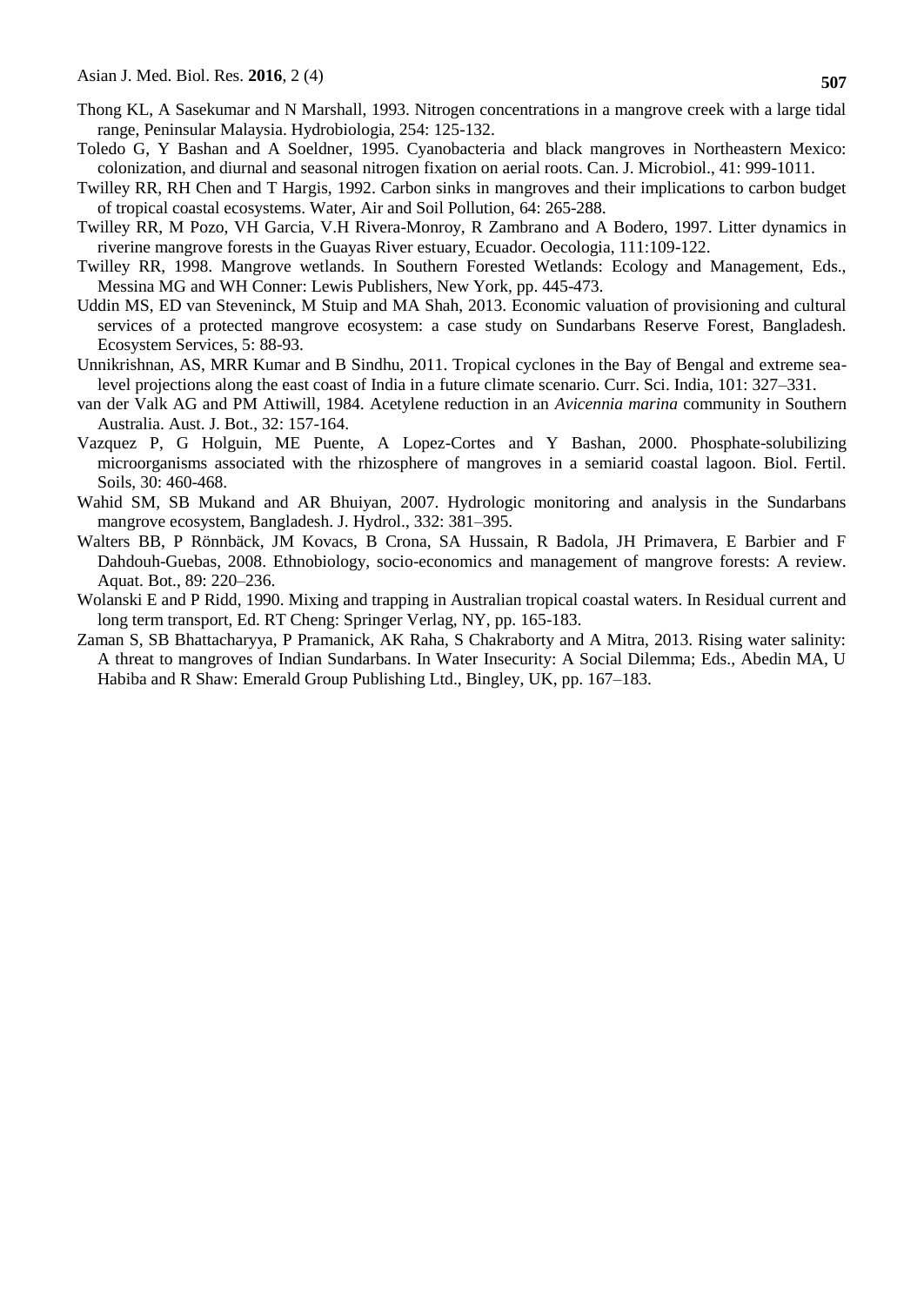Thong KL, A Sasekumar and N Marshall, 1993. Nitrogen concentrations in a mangrove creek with a large tidal range, Peninsular Malaysia. Hydrobiologia, 254: 125-132.

Toledo G, Y Bashan and A Soeldner, 1995. Cyanobacteria and black mangroves in Northeastern Mexico: colonization, and diurnal and seasonal nitrogen fixation on aerial roots. Can. J. Microbiol., 41: 999-1011.

Twilley RR, RH Chen and T Hargis, 1992. Carbon sinks in mangroves and their implications to carbon budget of tropical coastal ecosystems. Water, Air and Soil Pollution, 64: 265-288.

Twilley RR, M Pozo, VH Garcia, V.H Rivera-Monroy, R Zambrano and A Bodero, 1997. Litter dynamics in riverine mangrove forests in the Guayas River estuary, Ecuador. Oecologia, 111:109-122.

Twilley RR, 1998. Mangrove wetlands. In Southern Forested Wetlands: Ecology and Management, Eds., Messina MG and WH Conner: Lewis Publishers, New York, pp. 445-473.

Uddin MS, ED van Steveninck, M Stuip and MA Shah, 2013. Economic valuation of provisioning and cultural services of a protected mangrove ecosystem: a case study on Sundarbans Reserve Forest, Bangladesh. Ecosystem Services, 5: 88-93.

Unnikrishnan, AS, MRR Kumar and B Sindhu, 2011. Tropical cyclones in the Bay of Bengal and extreme sea-level projections along the east coast of India in a future climate scenario. Curr. Sci. India, 101: 327–331.

van der Valk AG and PM Attiwill, 1984. Acetylene reduction in an *Avicennia marina* community in Southern Australia. Aust. J. Bot., 32: 157-164.

Vazquez P, G Holguin, ME Puente, A Lopez-Cortes and Y Bashan, 2000. Phosphate-solubilizing microorganisms associated with the rhizosphere of mangroves in a semiarid coastal lagoon. Biol. Fertil. Soils, 30: 460-468.

Wahid SM, SB Mukand and AR Bhuiyan, 2007. Hydrologic monitoring and analysis in the Sundarbans mangrove ecosystem, Bangladesh. J. Hydrol., 332: 381–395.

Walters BB, P Rönnbäck, JM Kovacs, B Crona, SA Hussain, R Badola, JH Primavera, E Barbier and F Dahdouh-Guebas, 2008. Ethnobiology, socio-economics and management of mangrove forests: A review. Aquat. Bot., 89: 220–236.

Wolanski E and P Ridd, 1990. Mixing and trapping in Australian tropical coastal waters. In Residual current and long term transport, Ed. RT Cheng: Springer Verlag, NY, pp. 165-183.

Zaman S, SB Bhattacharyya, P Pramanick, AK Raha, S Chakraborty and A Mitra, 2013. Rising water salinity: A threat to mangroves of Indian Sundarbans. In Water Insecurity: A Social Dilemma; Eds., Abedin MA, U Habiba and R Shaw: Emerald Group Publishing Ltd., Bingley, UK, pp. 167–183.